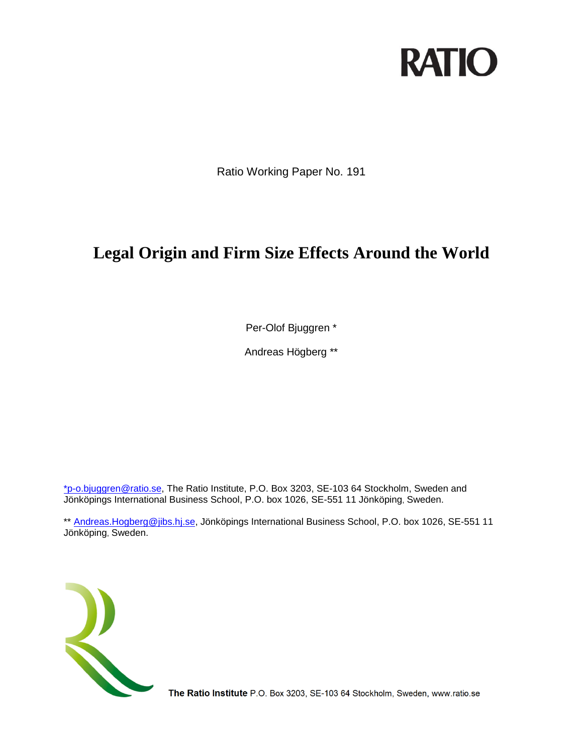RATIO

Ratio Working Paper No. 191

# Legal Origin and Firm Size Effects Around the World

Per-Olof Bjuggren *

Andreas Högberg **

*p-o.bjuggren@ratio.se, The Ratio Institute, P.O. Box 3203, SE-103 64 Stockholm, Sweden and Jönköpings International Business School, P.O. box 1026, SE-551 11 Jönköping, Sweden.

** Andreas.Hogberg@jibs.hj.se, Jönköpings International Business School, P.O. box 1026, SE-551 11 Jönköping, Sweden.

**The Ratio Institute** P.O. Box 3203, SE-103 64 Stockholm, Sweden, www.ratio.se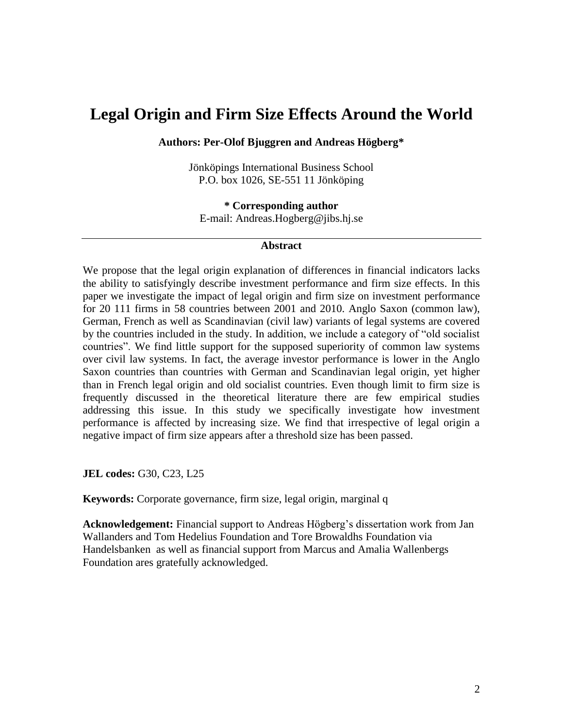# Legal Origin and Firm Size Effects Around the World

**Authors: Per-Olof Bjuggren and Andreas Högberg***

Jönköpings International Business School
P.O. box 1026, SE-551 11 Jönköping

**\* Corresponding author**
E-mail: Andreas.Hogberg@jibs.hj.se

---

**Abstract**

We propose that the legal origin explanation of differences in financial indicators lacks the ability to satisfyingly describe investment performance and firm size effects. In this paper we investigate the impact of legal origin and firm size on investment performance for 20 111 firms in 58 countries between 2001 and 2010. Anglo Saxon (common law), German, French as well as Scandinavian (civil law) variants of legal systems are covered by the countries included in the study. In addition, we include a category of "old socialist countries". We find little support for the supposed superiority of common law systems over civil law systems. In fact, the average investor performance is lower in the Anglo Saxon countries than countries with German and Scandinavian legal origin, yet higher than in French legal origin and old socialist countries. Even though limit to firm size is frequently discussed in the theoretical literature there are few empirical studies addressing this issue. In this study we specifically investigate how investment performance is affected by increasing size. We find that irrespective of legal origin a negative impact of firm size appears after a threshold size has been passed.

**JEL codes:** G30, C23, L25

**Keywords:** Corporate governance, firm size, legal origin, marginal q

**Acknowledgement:** Financial support to Andreas Högberg's dissertation work from Jan Wallanders and Tom Hedelius Foundation and Tore Browaldhs Foundation via Handelsbanken as well as financial support from Marcus and Amalia Wallenbergs Foundation ares gratefully acknowledged.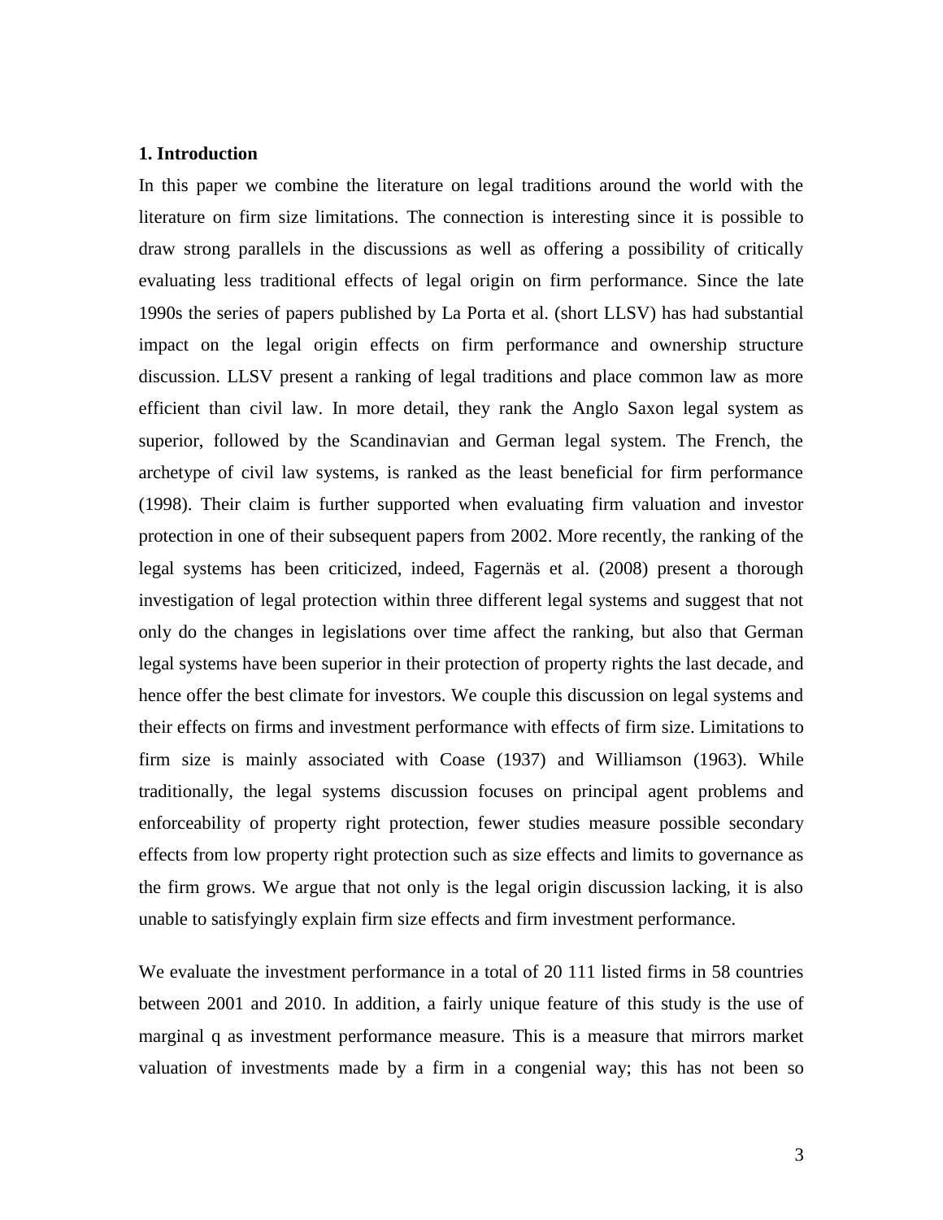## 1. Introduction

In this paper we combine the literature on legal traditions around the world with the literature on firm size limitations. The connection is interesting since it is possible to draw strong parallels in the discussions as well as offering a possibility of critically evaluating less traditional effects of legal origin on firm performance. Since the late 1990s the series of papers published by La Porta et al. (short LLSV) has had substantial impact on the legal origin effects on firm performance and ownership structure discussion. LLSV present a ranking of legal traditions and place common law as more efficient than civil law. In more detail, they rank the Anglo Saxon legal system as superior, followed by the Scandinavian and German legal system. The French, the archetype of civil law systems, is ranked as the least beneficial for firm performance (1998). Their claim is further supported when evaluating firm valuation and investor protection in one of their subsequent papers from 2002. More recently, the ranking of the legal systems has been criticized, indeed, Fagernäs et al. (2008) present a thorough investigation of legal protection within three different legal systems and suggest that not only do the changes in legislations over time affect the ranking, but also that German legal systems have been superior in their protection of property rights the last decade, and hence offer the best climate for investors. We couple this discussion on legal systems and their effects on firms and investment performance with effects of firm size. Limitations to firm size is mainly associated with Coase (1937) and Williamson (1963). While traditionally, the legal systems discussion focuses on principal agent problems and enforceability of property right protection, fewer studies measure possible secondary effects from low property right protection such as size effects and limits to governance as the firm grows. We argue that not only is the legal origin discussion lacking, it is also unable to satisfyingly explain firm size effects and firm investment performance.

We evaluate the investment performance in a total of 20 111 listed firms in 58 countries between 2001 and 2010. In addition, a fairly unique feature of this study is the use of marginal q as investment performance measure. This is a measure that mirrors market valuation of investments made by a firm in a congenial way; this has not been so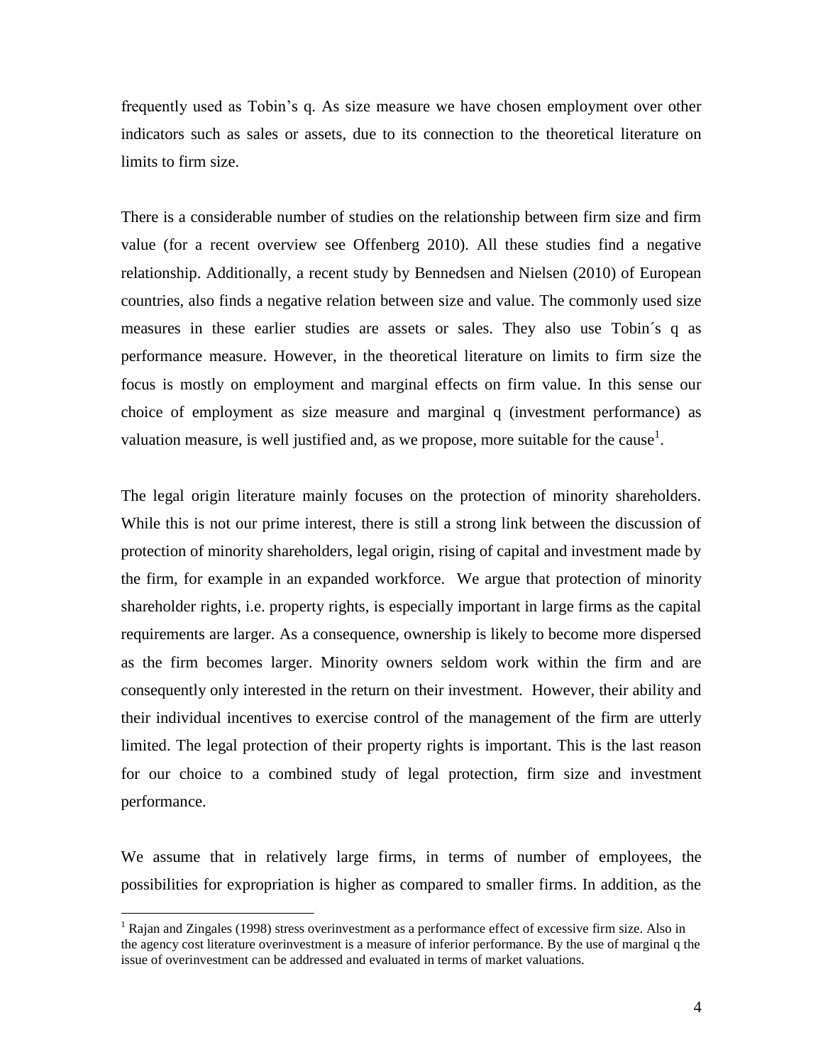frequently used as Tobin's q. As size measure we have chosen employment over other indicators such as sales or assets, due to its connection to the theoretical literature on limits to firm size.

There is a considerable number of studies on the relationship between firm size and firm value (for a recent overview see Offenberg 2010). All these studies find a negative relationship. Additionally, a recent study by Bennedsen and Nielsen (2010) of European countries, also finds a negative relation between size and value. The commonly used size measures in these earlier studies are assets or sales. They also use Tobin´s q as performance measure. However, in the theoretical literature on limits to firm size the focus is mostly on employment and marginal effects on firm value. In this sense our choice of employment as size measure and marginal q (investment performance) as valuation measure, is well justified and, as we propose, more suitable for the cause[1].

The legal origin literature mainly focuses on the protection of minority shareholders. While this is not our prime interest, there is still a strong link between the discussion of protection of minority shareholders, legal origin, rising of capital and investment made by the firm, for example in an expanded workforce. We argue that protection of minority shareholder rights, i.e. property rights, is especially important in large firms as the capital requirements are larger. As a consequence, ownership is likely to become more dispersed as the firm becomes larger. Minority owners seldom work within the firm and are consequently only interested in the return on their investment. However, their ability and their individual incentives to exercise control of the management of the firm are utterly limited. The legal protection of their property rights is important. This is the last reason for our choice to a combined study of legal protection, firm size and investment performance.

We assume that in relatively large firms, in terms of number of employees, the possibilities for expropriation is higher as compared to smaller firms. In addition, as the

[1] Rajan and Zingales (1998) stress overinvestment as a performance effect of excessive firm size. Also in the agency cost literature overinvestment is a measure of inferior performance. By the use of marginal q the issue of overinvestment can be addressed and evaluated in terms of market valuations.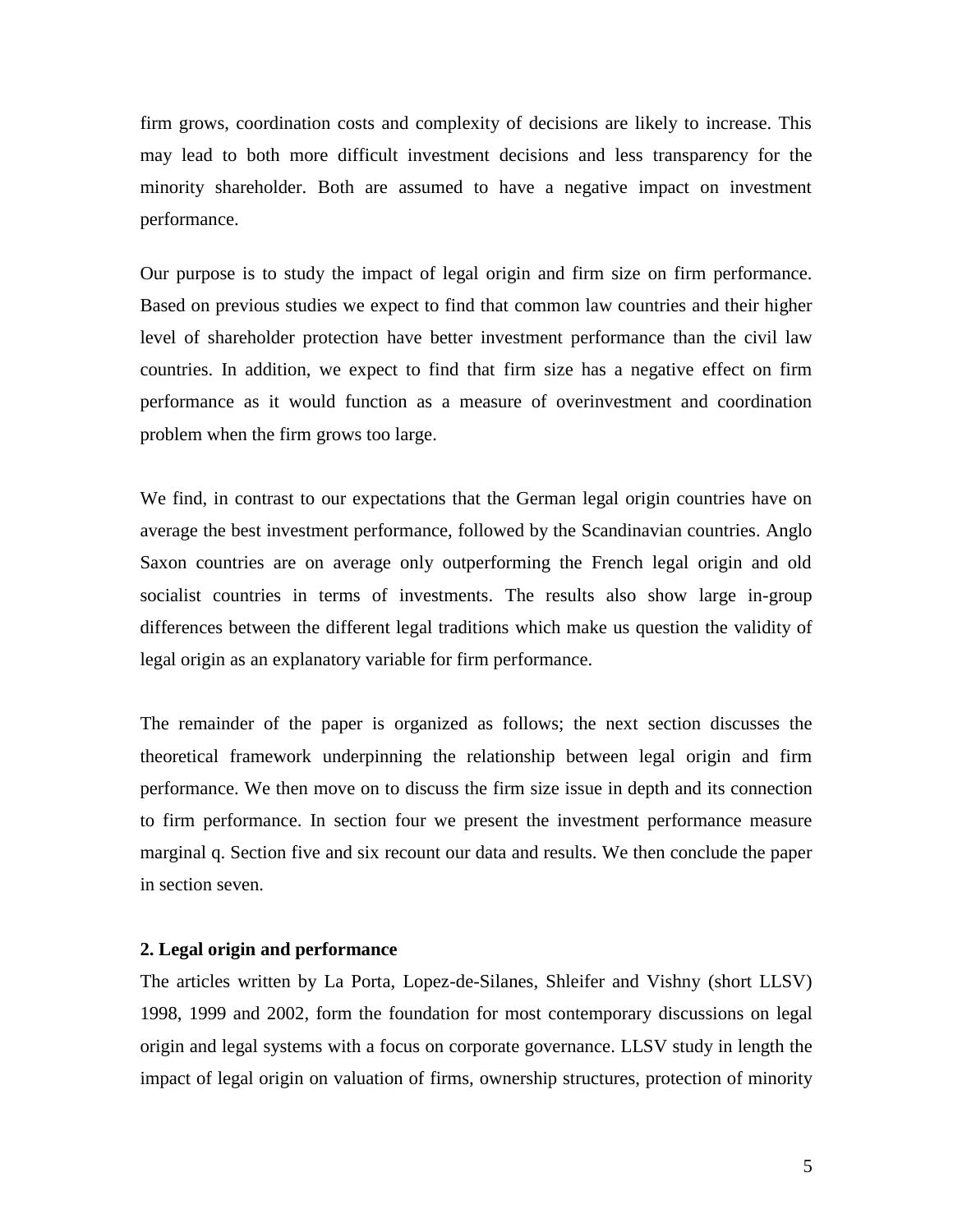firm grows, coordination costs and complexity of decisions are likely to increase. This may lead to both more difficult investment decisions and less transparency for the minority shareholder. Both are assumed to have a negative impact on investment performance.

Our purpose is to study the impact of legal origin and firm size on firm performance. Based on previous studies we expect to find that common law countries and their higher level of shareholder protection have better investment performance than the civil law countries. In addition, we expect to find that firm size has a negative effect on firm performance as it would function as a measure of overinvestment and coordination problem when the firm grows too large.

We find, in contrast to our expectations that the German legal origin countries have on average the best investment performance, followed by the Scandinavian countries. Anglo Saxon countries are on average only outperforming the French legal origin and old socialist countries in terms of investments. The results also show large in-group differences between the different legal traditions which make us question the validity of legal origin as an explanatory variable for firm performance.

The remainder of the paper is organized as follows; the next section discusses the theoretical framework underpinning the relationship between legal origin and firm performance. We then move on to discuss the firm size issue in depth and its connection to firm performance. In section four we present the investment performance measure marginal q. Section five and six recount our data and results. We then conclude the paper in section seven.

## 2. Legal origin and performance

The articles written by La Porta, Lopez-de-Silanes, Shleifer and Vishny (short LLSV) 1998, 1999 and 2002, form the foundation for most contemporary discussions on legal origin and legal systems with a focus on corporate governance. LLSV study in length the impact of legal origin on valuation of firms, ownership structures, protection of minority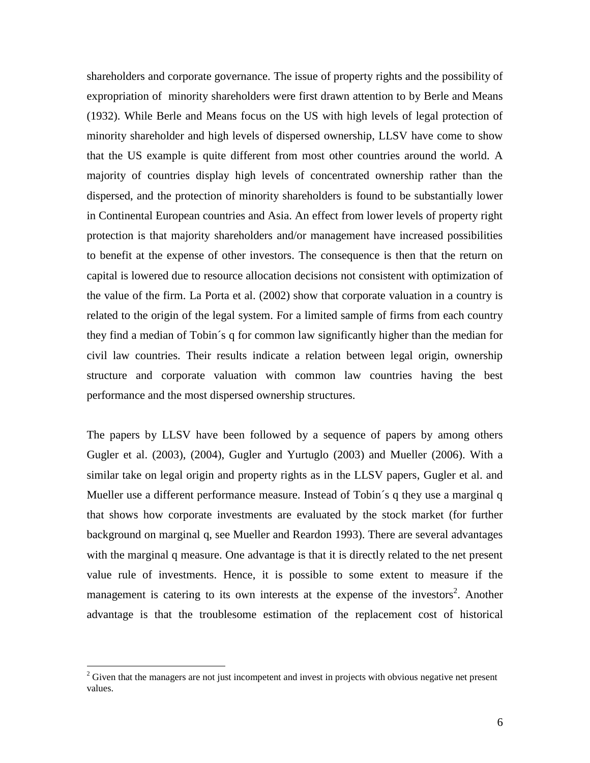shareholders and corporate governance. The issue of property rights and the possibility of expropriation of minority shareholders were first drawn attention to by Berle and Means (1932). While Berle and Means focus on the US with high levels of legal protection of minority shareholder and high levels of dispersed ownership, LLSV have come to show that the US example is quite different from most other countries around the world. A majority of countries display high levels of concentrated ownership rather than the dispersed, and the protection of minority shareholders is found to be substantially lower in Continental European countries and Asia. An effect from lower levels of property right protection is that majority shareholders and/or management have increased possibilities to benefit at the expense of other investors. The consequence is then that the return on capital is lowered due to resource allocation decisions not consistent with optimization of the value of the firm. La Porta et al. (2002) show that corporate valuation in a country is related to the origin of the legal system. For a limited sample of firms from each country they find a median of Tobin´s q for common law significantly higher than the median for civil law countries. Their results indicate a relation between legal origin, ownership structure and corporate valuation with common law countries having the best performance and the most dispersed ownership structures.

The papers by LLSV have been followed by a sequence of papers by among others Gugler et al. (2003), (2004), Gugler and Yurtuglo (2003) and Mueller (2006). With a similar take on legal origin and property rights as in the LLSV papers, Gugler et al. and Mueller use a different performance measure. Instead of Tobin´s q they use a marginal q that shows how corporate investments are evaluated by the stock market (for further background on marginal q, see Mueller and Reardon 1993). There are several advantages with the marginal q measure. One advantage is that it is directly related to the net present value rule of investments. Hence, it is possible to some extent to measure if the management is catering to its own interests at the expense of the investors[2]. Another advantage is that the troublesome estimation of the replacement cost of historical

[2] Given that the managers are not just incompetent and invest in projects with obvious negative net present values.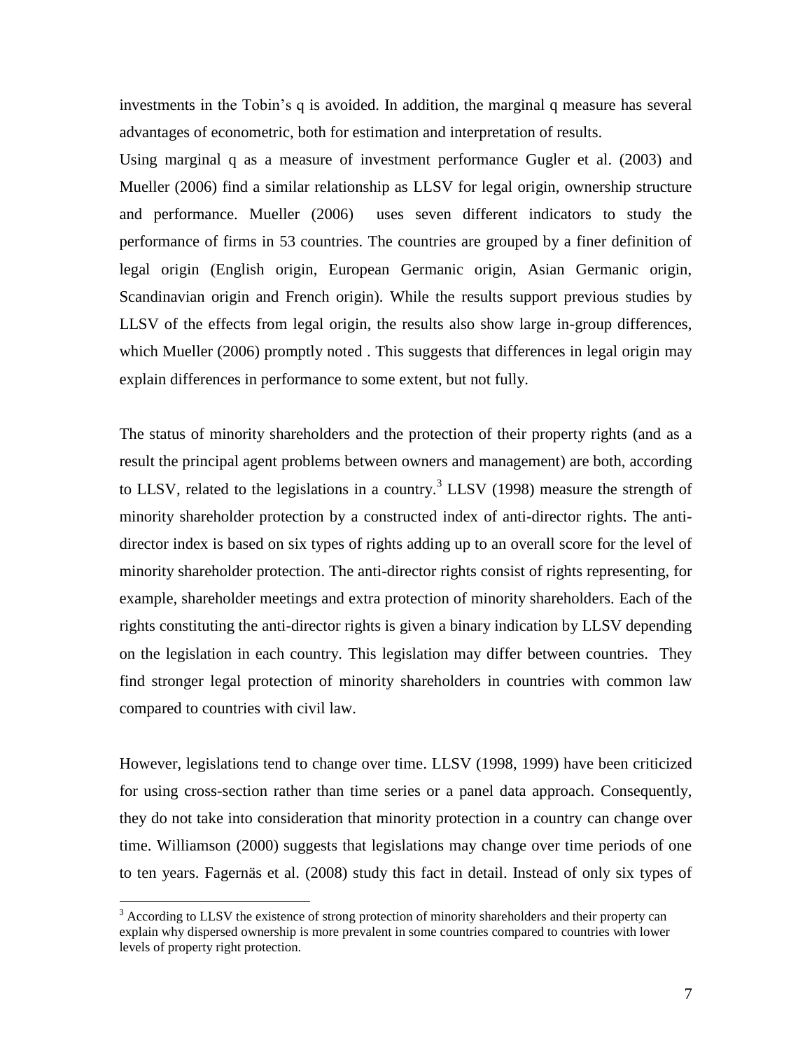investments in the Tobin's q is avoided. In addition, the marginal q measure has several advantages of econometric, both for estimation and interpretation of results.

Using marginal q as a measure of investment performance Gugler et al. (2003) and Mueller (2006) find a similar relationship as LLSV for legal origin, ownership structure and performance. Mueller (2006) uses seven different indicators to study the performance of firms in 53 countries. The countries are grouped by a finer definition of legal origin (English origin, European Germanic origin, Asian Germanic origin, Scandinavian origin and French origin). While the results support previous studies by LLSV of the effects from legal origin, the results also show large in-group differences, which Mueller (2006) promptly noted . This suggests that differences in legal origin may explain differences in performance to some extent, but not fully.

The status of minority shareholders and the protection of their property rights (and as a result the principal agent problems between owners and management) are both, according to LLSV, related to the legislations in a country.[3] LLSV (1998) measure the strength of minority shareholder protection by a constructed index of anti-director rights. The anti-director index is based on six types of rights adding up to an overall score for the level of minority shareholder protection. The anti-director rights consist of rights representing, for example, shareholder meetings and extra protection of minority shareholders. Each of the rights constituting the anti-director rights is given a binary indication by LLSV depending on the legislation in each country. This legislation may differ between countries. They find stronger legal protection of minority shareholders in countries with common law compared to countries with civil law.

However, legislations tend to change over time. LLSV (1998, 1999) have been criticized for using cross-section rather than time series or a panel data approach. Consequently, they do not take into consideration that minority protection in a country can change over time. Williamson (2000) suggests that legislations may change over time periods of one to ten years. Fagernäs et al. (2008) study this fact in detail. Instead of only six types of

[3] According to LLSV the existence of strong protection of minority shareholders and their property can explain why dispersed ownership is more prevalent in some countries compared to countries with lower levels of property right protection.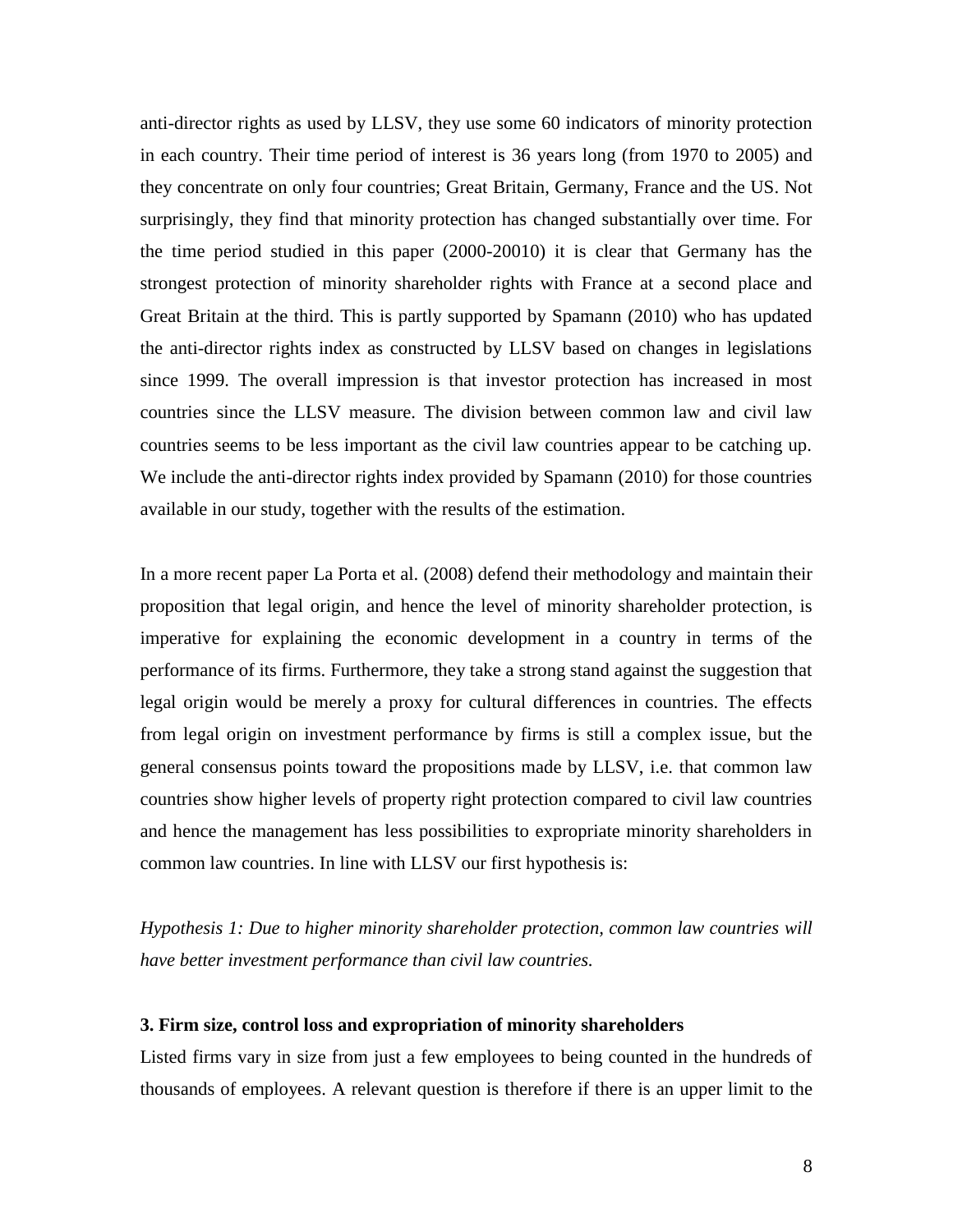anti-director rights as used by LLSV, they use some 60 indicators of minority protection in each country. Their time period of interest is 36 years long (from 1970 to 2005) and they concentrate on only four countries; Great Britain, Germany, France and the US. Not surprisingly, they find that minority protection has changed substantially over time. For the time period studied in this paper (2000-20010) it is clear that Germany has the strongest protection of minority shareholder rights with France at a second place and Great Britain at the third. This is partly supported by Spamann (2010) who has updated the anti-director rights index as constructed by LLSV based on changes in legislations since 1999. The overall impression is that investor protection has increased in most countries since the LLSV measure. The division between common law and civil law countries seems to be less important as the civil law countries appear to be catching up. We include the anti-director rights index provided by Spamann (2010) for those countries available in our study, together with the results of the estimation.

In a more recent paper La Porta et al. (2008) defend their methodology and maintain their proposition that legal origin, and hence the level of minority shareholder protection, is imperative for explaining the economic development in a country in terms of the performance of its firms. Furthermore, they take a strong stand against the suggestion that legal origin would be merely a proxy for cultural differences in countries. The effects from legal origin on investment performance by firms is still a complex issue, but the general consensus points toward the propositions made by LLSV, i.e. that common law countries show higher levels of property right protection compared to civil law countries and hence the management has less possibilities to expropriate minority shareholders in common law countries. In line with LLSV our first hypothesis is:

*Hypothesis 1: Due to higher minority shareholder protection, common law countries will have better investment performance than civil law countries.*

### 3. Firm size, control loss and expropriation of minority shareholders

Listed firms vary in size from just a few employees to being counted in the hundreds of thousands of employees. A relevant question is therefore if there is an upper limit to the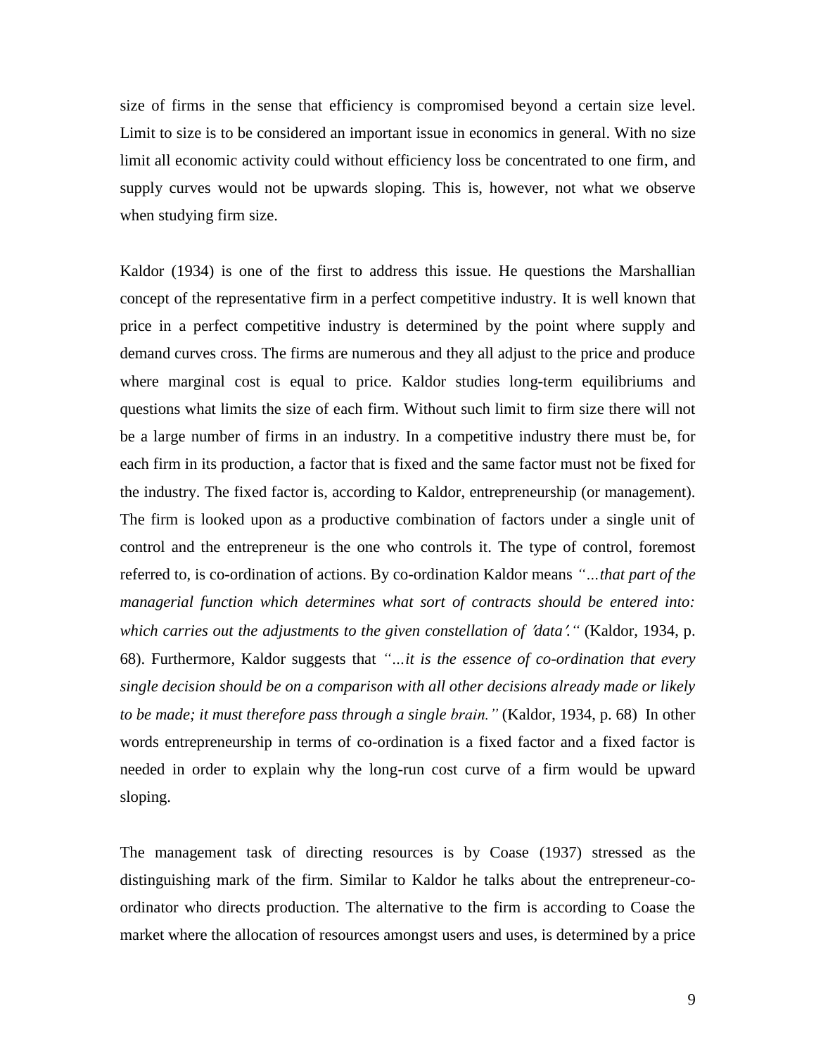size of firms in the sense that efficiency is compromised beyond a certain size level. Limit to size is to be considered an important issue in economics in general. With no size limit all economic activity could without efficiency loss be concentrated to one firm, and supply curves would not be upwards sloping. This is, however, not what we observe when studying firm size.

Kaldor (1934) is one of the first to address this issue. He questions the Marshallian concept of the representative firm in a perfect competitive industry. It is well known that price in a perfect competitive industry is determined by the point where supply and demand curves cross. The firms are numerous and they all adjust to the price and produce where marginal cost is equal to price. Kaldor studies long-term equilibriums and questions what limits the size of each firm. Without such limit to firm size there will not be a large number of firms in an industry. In a competitive industry there must be, for each firm in its production, a factor that is fixed and the same factor must not be fixed for the industry. The fixed factor is, according to Kaldor, entrepreneurship (or management). The firm is looked upon as a productive combination of factors under a single unit of control and the entrepreneur is the one who controls it. The type of control, foremost referred to, is co-ordination of actions. By co-ordination Kaldor means *"…that part of the managerial function which determines what sort of contracts should be entered into: which carries out the adjustments to the given constellation of 'data'."* (Kaldor, 1934, p. 68). Furthermore, Kaldor suggests that *"…it is the essence of co-ordination that every single decision should be on a comparison with all other decisions already made or likely to be made; it must therefore pass through a single brain."* (Kaldor, 1934, p. 68) In other words entrepreneurship in terms of co-ordination is a fixed factor and a fixed factor is needed in order to explain why the long-run cost curve of a firm would be upward sloping.

The management task of directing resources is by Coase (1937) stressed as the distinguishing mark of the firm. Similar to Kaldor he talks about the entrepreneur-co-ordinator who directs production. The alternative to the firm is according to Coase the market where the allocation of resources amongst users and uses, is determined by a price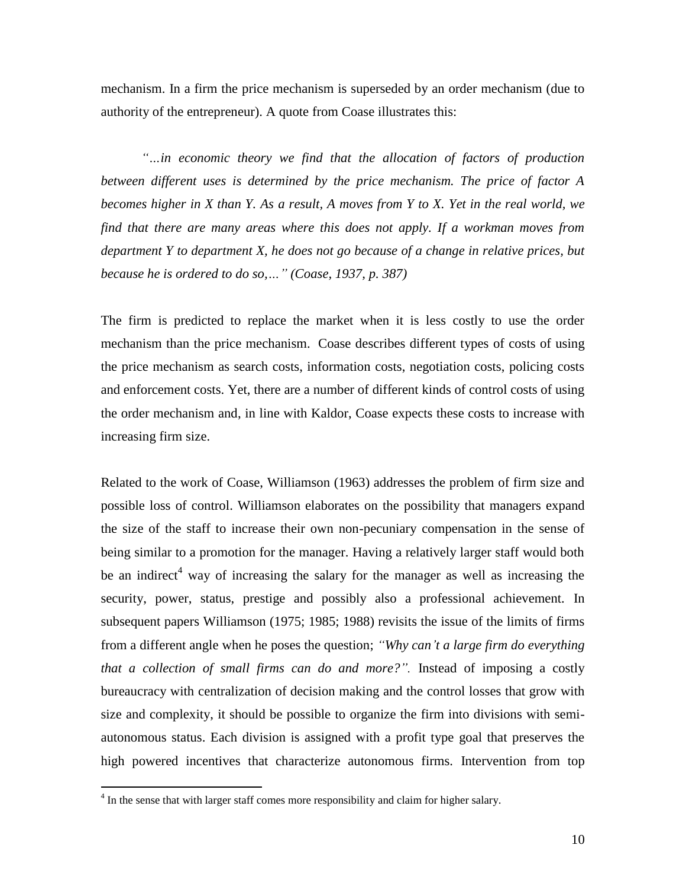mechanism. In a firm the price mechanism is superseded by an order mechanism (due to authority of the entrepreneur). A quote from Coase illustrates this:

> *"…in economic theory we find that the allocation of factors of production between different uses is determined by the price mechanism. The price of factor A becomes higher in X than Y. As a result, A moves from Y to X. Yet in the real world, we find that there are many areas where this does not apply. If a workman moves from department Y to department X, he does not go because of a change in relative prices, but because he is ordered to do so,…" (Coase, 1937, p. 387)*

The firm is predicted to replace the market when it is less costly to use the order mechanism than the price mechanism. Coase describes different types of costs of using the price mechanism as search costs, information costs, negotiation costs, policing costs and enforcement costs. Yet, there are a number of different kinds of control costs of using the order mechanism and, in line with Kaldor, Coase expects these costs to increase with increasing firm size.

Related to the work of Coase, Williamson (1963) addresses the problem of firm size and possible loss of control. Williamson elaborates on the possibility that managers expand the size of the staff to increase their own non-pecuniary compensation in the sense of being similar to a promotion for the manager. Having a relatively larger staff would both be an indirect[4] way of increasing the salary for the manager as well as increasing the security, power, status, prestige and possibly also a professional achievement. In subsequent papers Williamson (1975; 1985; 1988) revisits the issue of the limits of firms from a different angle when he poses the question; *"Why can't a large firm do everything that a collection of small firms can do and more?".* Instead of imposing a costly bureaucracy with centralization of decision making and the control losses that grow with size and complexity, it should be possible to organize the firm into divisions with semi-autonomous status. Each division is assigned with a profit type goal that preserves the high powered incentives that characterize autonomous firms. Intervention from top

[4] In the sense that with larger staff comes more responsibility and claim for higher salary.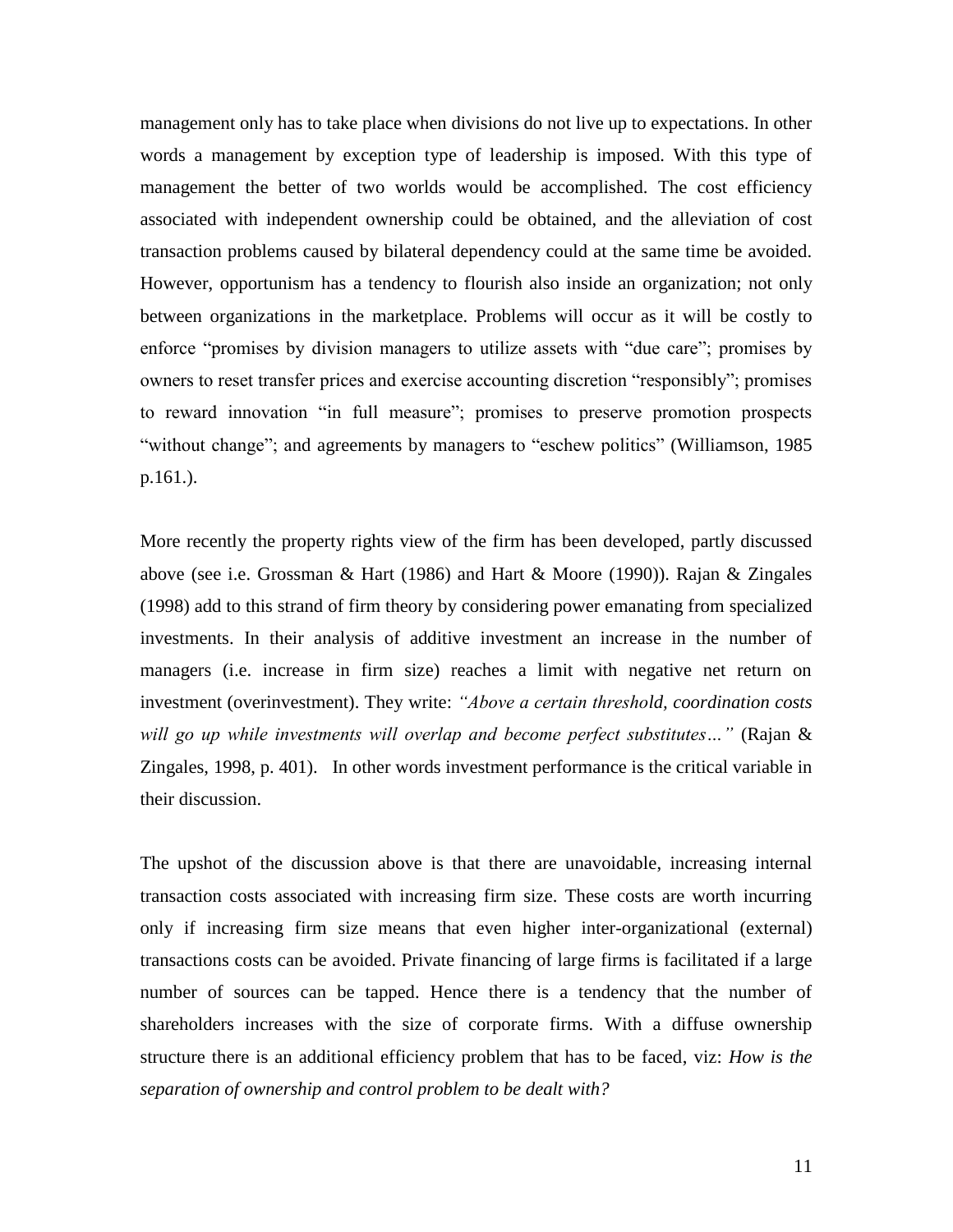management only has to take place when divisions do not live up to expectations. In other words a management by exception type of leadership is imposed. With this type of management the better of two worlds would be accomplished. The cost efficiency associated with independent ownership could be obtained, and the alleviation of cost transaction problems caused by bilateral dependency could at the same time be avoided. However, opportunism has a tendency to flourish also inside an organization; not only between organizations in the marketplace. Problems will occur as it will be costly to enforce "promises by division managers to utilize assets with "due care"; promises by owners to reset transfer prices and exercise accounting discretion "responsibly"; promises to reward innovation "in full measure"; promises to preserve promotion prospects "without change"; and agreements by managers to "eschew politics" (Williamson, 1985 p.161.).

More recently the property rights view of the firm has been developed, partly discussed above (see i.e. Grossman & Hart (1986) and Hart & Moore (1990)). Rajan & Zingales (1998) add to this strand of firm theory by considering power emanating from specialized investments. In their analysis of additive investment an increase in the number of managers (i.e. increase in firm size) reaches a limit with negative net return on investment (overinvestment). They write: *"Above a certain threshold, coordination costs will go up while investments will overlap and become perfect substitutes…"* (Rajan & Zingales, 1998, p. 401). In other words investment performance is the critical variable in their discussion.

The upshot of the discussion above is that there are unavoidable, increasing internal transaction costs associated with increasing firm size. These costs are worth incurring only if increasing firm size means that even higher inter-organizational (external) transactions costs can be avoided. Private financing of large firms is facilitated if a large number of sources can be tapped. Hence there is a tendency that the number of shareholders increases with the size of corporate firms. With a diffuse ownership structure there is an additional efficiency problem that has to be faced, viz: *How is the separation of ownership and control problem to be dealt with?*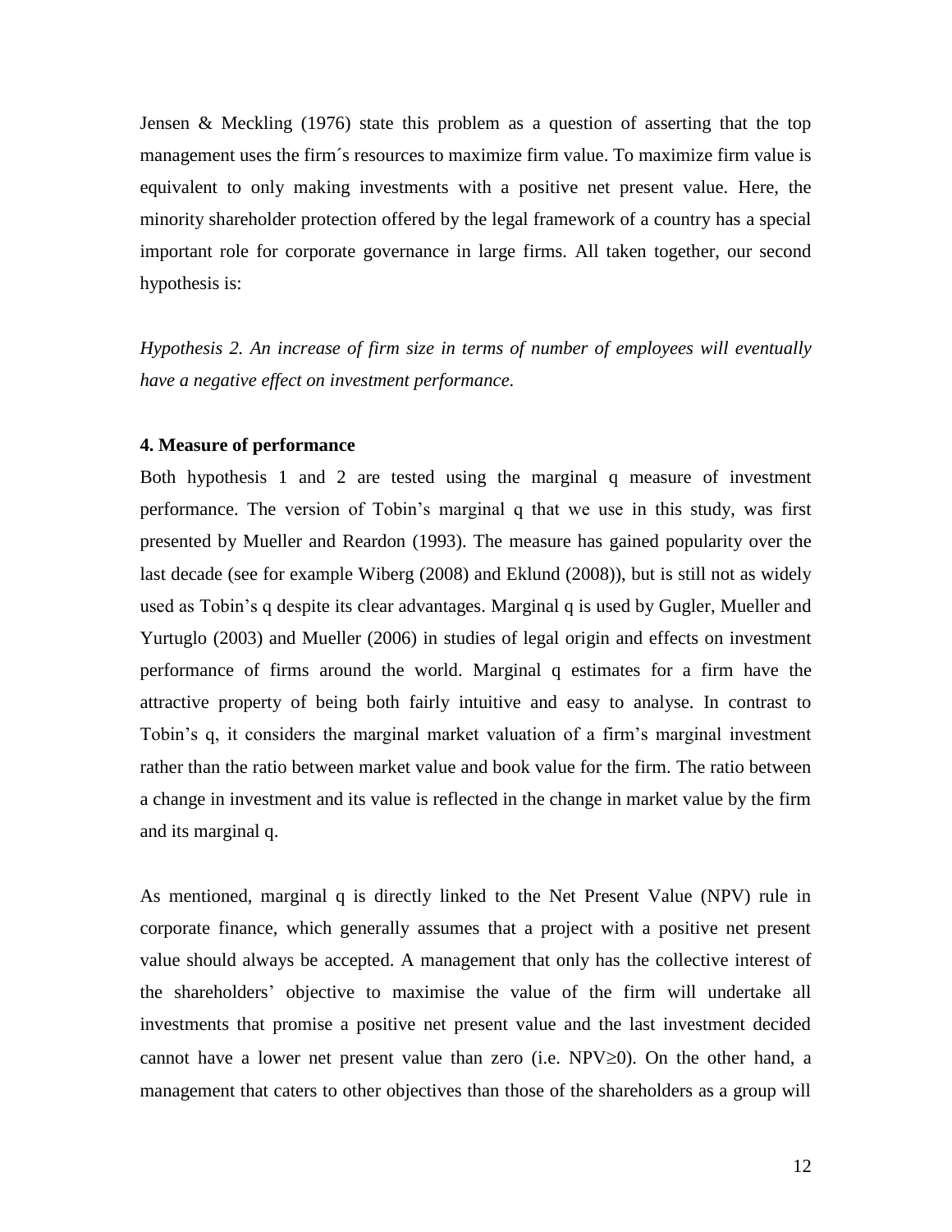Jensen & Meckling (1976) state this problem as a question of asserting that the top management uses the firm´s resources to maximize firm value. To maximize firm value is equivalent to only making investments with a positive net present value. Here, the minority shareholder protection offered by the legal framework of a country has a special important role for corporate governance in large firms. All taken together, our second hypothesis is:

*Hypothesis 2. An increase of firm size in terms of number of employees will eventually have a negative effect on investment performance.*

**4. Measure of performance**

Both hypothesis 1 and 2 are tested using the marginal q measure of investment performance. The version of Tobin's marginal q that we use in this study, was first presented by Mueller and Reardon (1993). The measure has gained popularity over the last decade (see for example Wiberg (2008) and Eklund (2008)), but is still not as widely used as Tobin's q despite its clear advantages. Marginal q is used by Gugler, Mueller and Yurtuglo (2003) and Mueller (2006) in studies of legal origin and effects on investment performance of firms around the world. Marginal q estimates for a firm have the attractive property of being both fairly intuitive and easy to analyse. In contrast to Tobin's q, it considers the marginal market valuation of a firm's marginal investment rather than the ratio between market value and book value for the firm. The ratio between a change in investment and its value is reflected in the change in market value by the firm and its marginal q.

As mentioned, marginal q is directly linked to the Net Present Value (NPV) rule in corporate finance, which generally assumes that a project with a positive net present value should always be accepted. A management that only has the collective interest of the shareholders' objective to maximise the value of the firm will undertake all investments that promise a positive net present value and the last investment decided cannot have a lower net present value than zero (i.e. $NPV \geq 0$). On the other hand, a management that caters to other objectives than those of the shareholders as a group will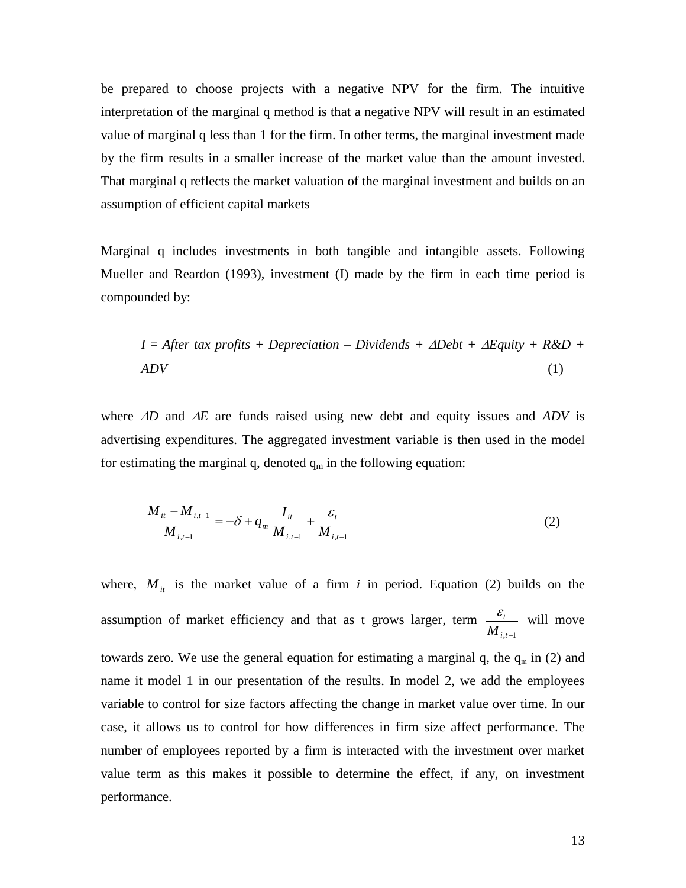be prepared to choose projects with a negative NPV for the firm. The intuitive interpretation of the marginal q method is that a negative NPV will result in an estimated value of marginal q less than 1 for the firm. In other terms, the marginal investment made by the firm results in a smaller increase of the market value than the amount invested. That marginal q reflects the market valuation of the marginal investment and builds on an assumption of efficient capital markets

Marginal q includes investments in both tangible and intangible assets. Following Mueller and Reardon (1993), investment (I) made by the firm in each time period is compounded by:

$$I = \text{After tax profits} + \text{Depreciation} - \text{Dividends} + \Delta \text{Debt} + \Delta \text{Equity} + R\&D + ADV \tag{1}$$

where $\Delta D$ and $\Delta E$ are funds raised using new debt and equity issues and *ADV* is advertising expenditures. The aggregated investment variable is then used in the model for estimating the marginal q, denoted $q_m$ in the following equation:

$$\frac{M_{it} - M_{i,t-1}}{M_{i,t-1}} = -\delta + q_m \frac{I_{it}}{M_{i,t-1}} + \frac{\varepsilon_t}{M_{i,t-1}} \tag{2}$$

where, $M_{it}$ is the market value of a firm *i* in period. Equation (2) builds on the assumption of market efficiency and that as t grows larger, term $\frac{\varepsilon_t}{M_{i,t-1}}$ will move towards zero. We use the general equation for estimating a marginal q, the $q_m$ in (2) and name it model 1 in our presentation of the results. In model 2, we add the employees variable to control for size factors affecting the change in market value over time. In our case, it allows us to control for how differences in firm size affect performance. The number of employees reported by a firm is interacted with the investment over market value term as this makes it possible to determine the effect, if any, on investment performance.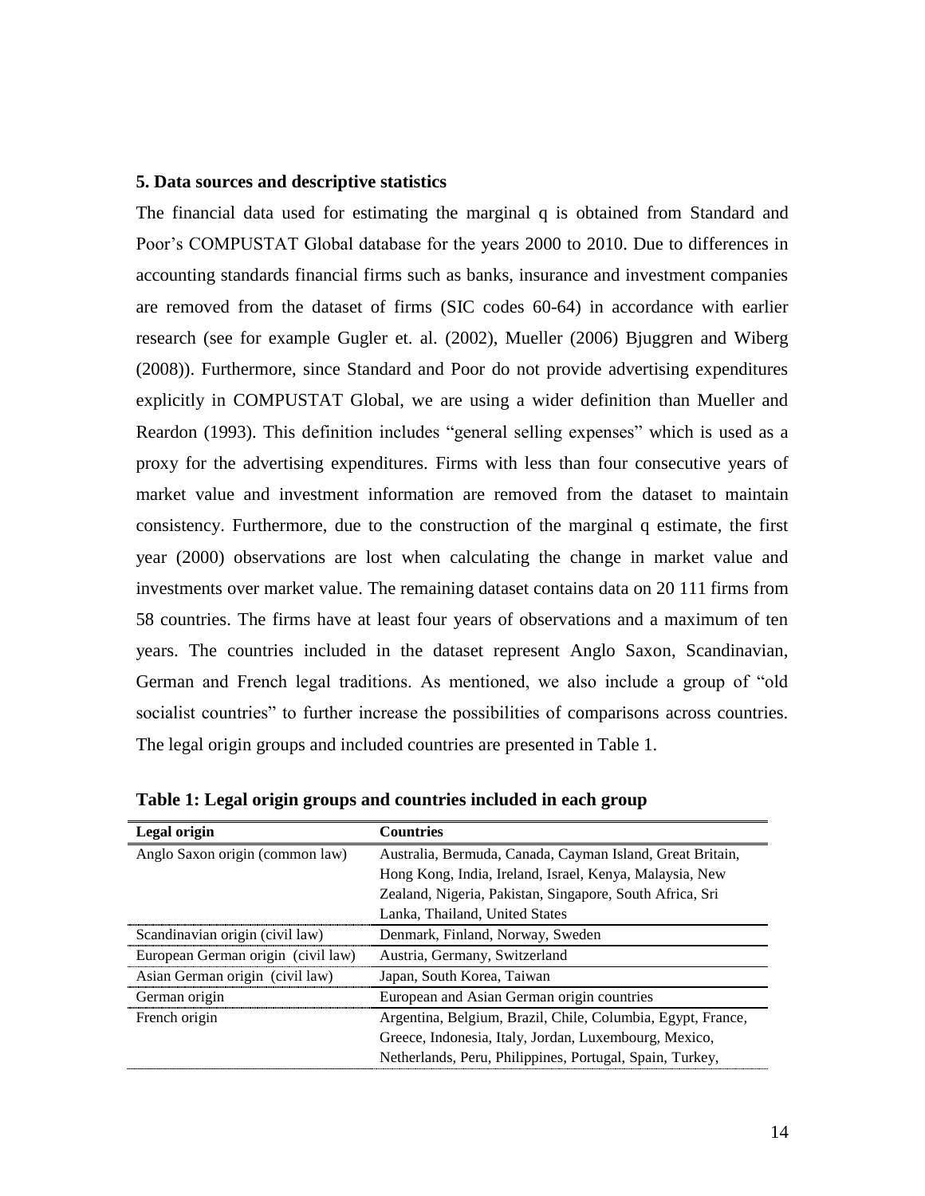### 5. Data sources and descriptive statistics

The financial data used for estimating the marginal q is obtained from Standard and Poor's COMPUSTAT Global database for the years 2000 to 2010. Due to differences in accounting standards financial firms such as banks, insurance and investment companies are removed from the dataset of firms (SIC codes 60-64) in accordance with earlier research (see for example Gugler et. al. (2002), Mueller (2006) Bjuggren and Wiberg (2008)). Furthermore, since Standard and Poor do not provide advertising expenditures explicitly in COMPUSTAT Global, we are using a wider definition than Mueller and Reardon (1993). This definition includes "general selling expenses" which is used as a proxy for the advertising expenditures. Firms with less than four consecutive years of market value and investment information are removed from the dataset to maintain consistency. Furthermore, due to the construction of the marginal q estimate, the first year (2000) observations are lost when calculating the change in market value and investments over market value. The remaining dataset contains data on 20 111 firms from 58 countries. The firms have at least four years of observations and a maximum of ten years. The countries included in the dataset represent Anglo Saxon, Scandinavian, German and French legal traditions. As mentioned, we also include a group of "old socialist countries" to further increase the possibilities of comparisons across countries. The legal origin groups and included countries are presented in Table 1.

**Table 1: Legal origin groups and countries included in each group**

| Legal origin | Countries |
|---|---|
| Anglo Saxon origin (common law) | Australia, Bermuda, Canada, Cayman Island, Great Britain, Hong Kong, India, Ireland, Israel, Kenya, Malaysia, New Zealand, Nigeria, Pakistan, Singapore, South Africa, Sri Lanka, Thailand, United States |
| Scandinavian origin (civil law) | Denmark, Finland, Norway, Sweden |
| European German origin (civil law) | Austria, Germany, Switzerland |
| Asian German origin (civil law) | Japan, South Korea, Taiwan |
| German origin | European and Asian German origin countries |
| French origin | Argentina, Belgium, Brazil, Chile, Columbia, Egypt, France, Greece, Indonesia, Italy, Jordan, Luxembourg, Mexico, Netherlands, Peru, Philippines, Portugal, Spain, Turkey, |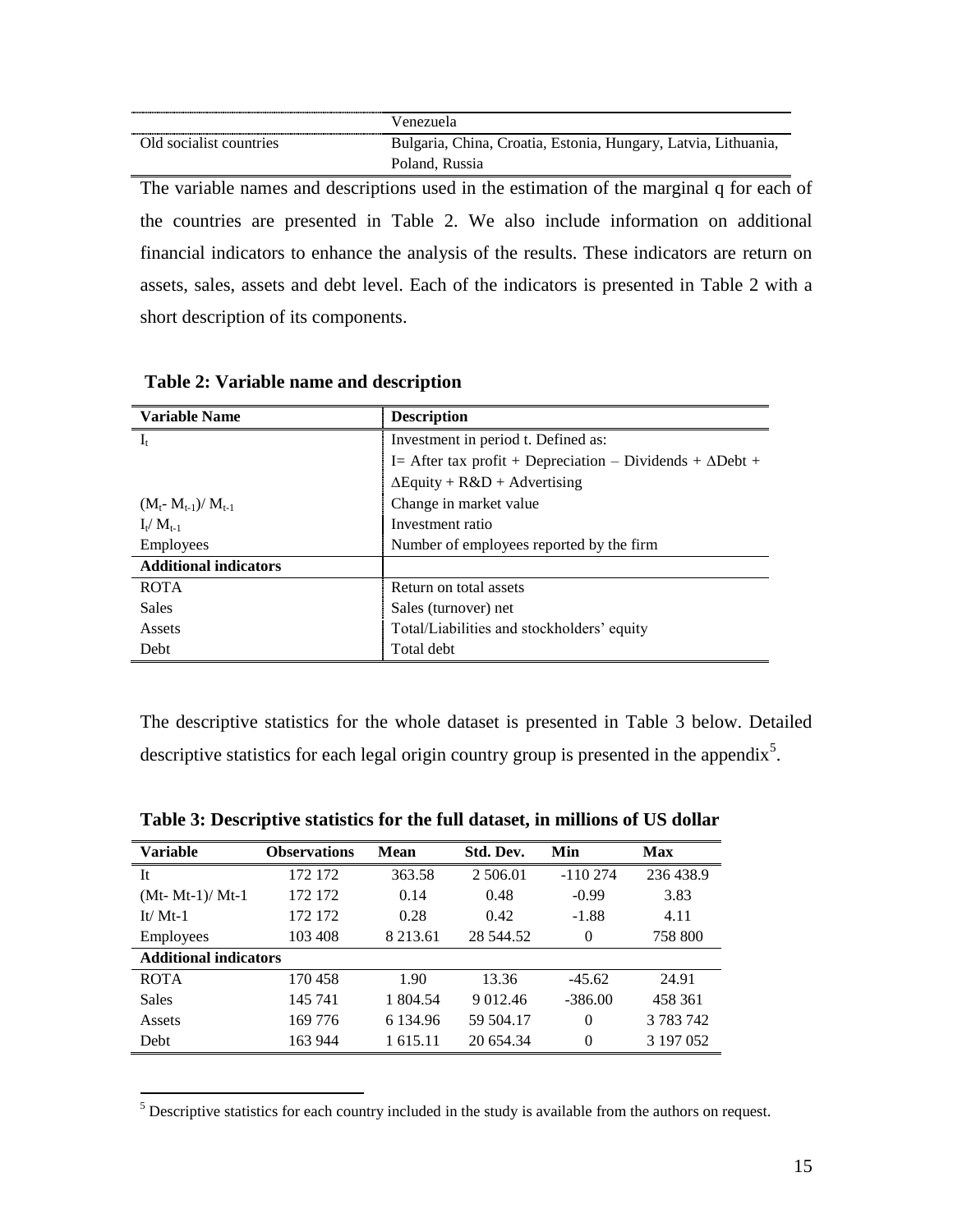| | |
|---|---|
| | Venezuela |
| Old socialist countries | Bulgaria, China, Croatia, Estonia, Hungary, Latvia, Lithuania, Poland, Russia |

The variable names and descriptions used in the estimation of the marginal q for each of the countries are presented in Table 2. We also include information on additional financial indicators to enhance the analysis of the results. These indicators are return on assets, sales, assets and debt level. Each of the indicators is presented in Table 2 with a short description of its components.

**Table 2: Variable name and description**

| Variable Name | Description |
|---|---|
| $I_t$ | Investment in period t. Defined as: I= After tax profit + Depreciation – Dividends + $\Delta$Debt + $\Delta$Equity + R&D + Advertising |
| $(M_t - M_{t-1})/ M_{t-1}$ | Change in market value |
| $I_t/ M_{t-1}$ | Investment ratio |
| Employees | Number of employees reported by the firm |
| **Additional indicators** | |
| ROTA | Return on total assets |
| Sales | Sales (turnover) net |
| Assets | Total/Liabilities and stockholders' equity |
| Debt | Total debt |

The descriptive statistics for the whole dataset is presented in Table 3 below. Detailed descriptive statistics for each legal origin country group is presented in the appendix[5].

**Table 3: Descriptive statistics for the full dataset, in millions of US dollar**

| Variable | Observations | Mean | Std. Dev. | Min | Max |
|---|---|---|---|---|---|
| It | 172 172 | 363.58 | 2 506.01 | -110 274 | 236 438.9 |
| (Mt- Mt-1)/ Mt-1 | 172 172 | 0.14 | 0.48 | -0.99 | 3.83 |
| It/ Mt-1 | 172 172 | 0.28 | 0.42 | -1.88 | 4.11 |
| Employees | 103 408 | 8 213.61 | 28 544.52 | 0 | 758 800 |
| **Additional indicators** | | | | | |
| ROTA | 170 458 | 1.90 | 13.36 | -45.62 | 24.91 |
| Sales | 145 741 | 1 804.54 | 9 012.46 | -386.00 | 458 361 |
| Assets | 169 776 | 6 134.96 | 59 504.17 | 0 | 3 783 742 |
| Debt | 163 944 | 1 615.11 | 20 654.34 | 0 | 3 197 052 |

[5] Descriptive statistics for each country included in the study is available from the authors on request.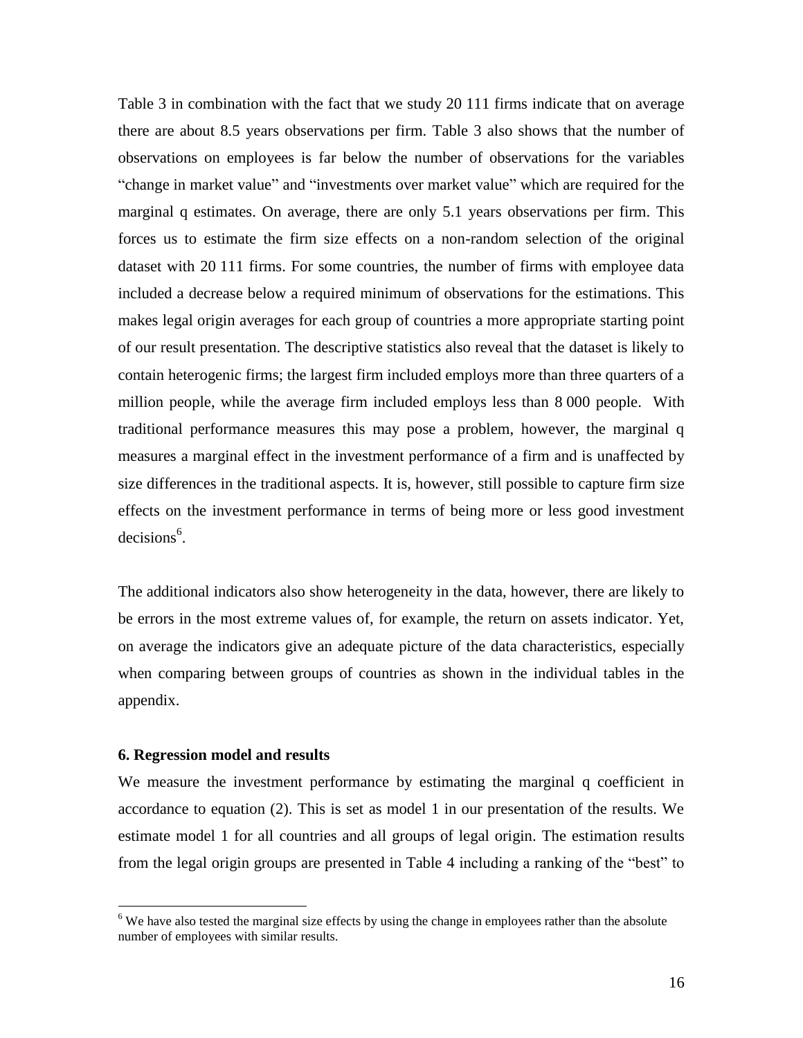Table 3 in combination with the fact that we study 20 111 firms indicate that on average there are about 8.5 years observations per firm. Table 3 also shows that the number of observations on employees is far below the number of observations for the variables "change in market value" and "investments over market value" which are required for the marginal q estimates. On average, there are only 5.1 years observations per firm. This forces us to estimate the firm size effects on a non-random selection of the original dataset with 20 111 firms. For some countries, the number of firms with employee data included a decrease below a required minimum of observations for the estimations. This makes legal origin averages for each group of countries a more appropriate starting point of our result presentation. The descriptive statistics also reveal that the dataset is likely to contain heterogenic firms; the largest firm included employs more than three quarters of a million people, while the average firm included employs less than 8 000 people. With traditional performance measures this may pose a problem, however, the marginal q measures a marginal effect in the investment performance of a firm and is unaffected by size differences in the traditional aspects. It is, however, still possible to capture firm size effects on the investment performance in terms of being more or less good investment decisions[6].

The additional indicators also show heterogeneity in the data, however, there are likely to be errors in the most extreme values of, for example, the return on assets indicator. Yet, on average the indicators give an adequate picture of the data characteristics, especially when comparing between groups of countries as shown in the individual tables in the appendix.

**6. Regression model and results**

We measure the investment performance by estimating the marginal q coefficient in accordance to equation (2). This is set as model 1 in our presentation of the results. We estimate model 1 for all countries and all groups of legal origin. The estimation results from the legal origin groups are presented in Table 4 including a ranking of the "best" to

[6] We have also tested the marginal size effects by using the change in employees rather than the absolute number of employees with similar results.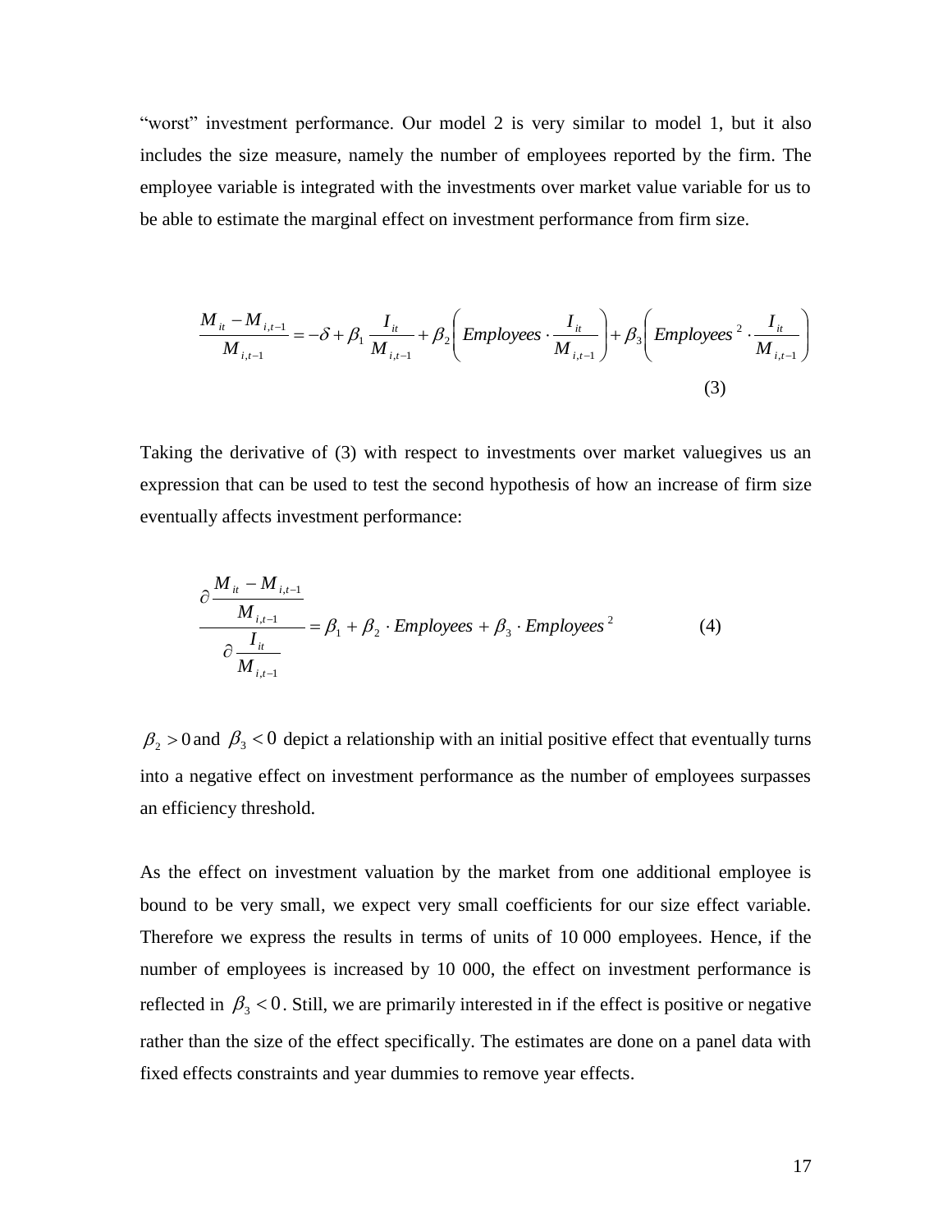"worst" investment performance. Our model 2 is very similar to model 1, but it also includes the size measure, namely the number of employees reported by the firm. The employee variable is integrated with the investments over market value variable for us to be able to estimate the marginal effect on investment performance from firm size.

$$\frac{M_{it} - M_{i,t-1}}{M_{i,t-1}} = -\delta + \beta_1 \frac{I_{it}}{M_{i,t-1}} + \beta_2 \left( Employees \cdot \frac{I_{it}}{M_{i,t-1}} \right) + \beta_3 \left( Employees^2 \cdot \frac{I_{it}}{M_{i,t-1}} \right) \quad (3)$$

Taking the derivative of (3) with respect to investments over market valuegives us an expression that can be used to test the second hypothesis of how an increase of firm size eventually affects investment performance:

$$\frac{\partial \dfrac{M_{it} - M_{i,t-1}}{M_{i,t-1}}}{\partial \dfrac{I_{it}}{M_{i,t-1}}} = \beta_1 + \beta_2 \cdot Employees + \beta_3 \cdot Employees^2 \quad (4)$$

$\beta_2 > 0$ and $\beta_3 < 0$ depict a relationship with an initial positive effect that eventually turns into a negative effect on investment performance as the number of employees surpasses an efficiency threshold.

As the effect on investment valuation by the market from one additional employee is bound to be very small, we expect very small coefficients for our size effect variable. Therefore we express the results in terms of units of 10 000 employees. Hence, if the number of employees is increased by 10 000, the effect on investment performance is reflected in $\beta_3 < 0$. Still, we are primarily interested in if the effect is positive or negative rather than the size of the effect specifically. The estimates are done on a panel data with fixed effects constraints and year dummies to remove year effects.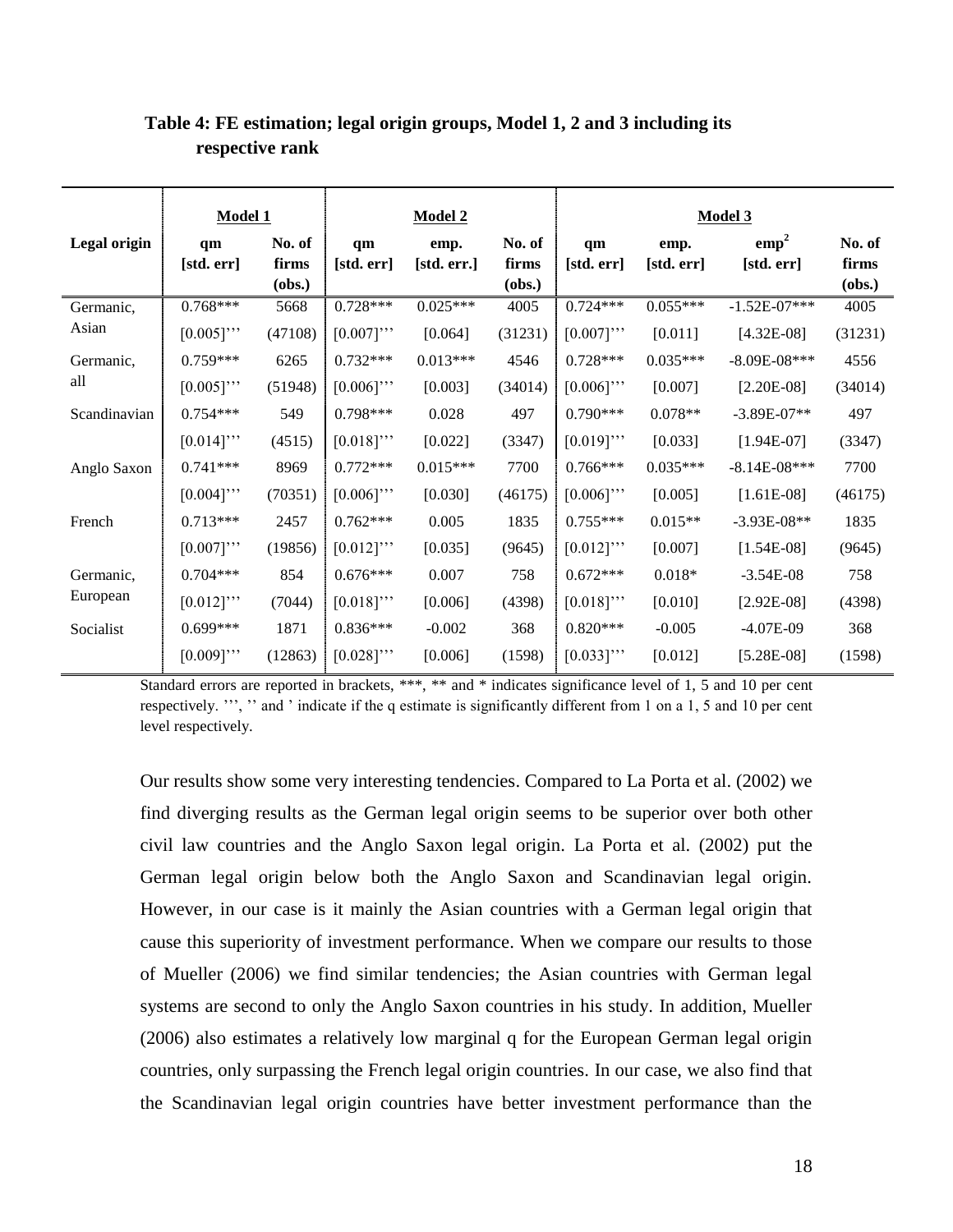**Table 4: FE estimation; legal origin groups, Model 1, 2 and 3 including its respective rank**

| | Model 1 | | Model 2 | | | Model 3 | | | |
|---|---|---|---|---|---|---|---|---|---|
| Legal origin | qm [std. err] | No. of firms (obs.) | qm [std. err] | emp. [std. err.] | No. of firms (obs.) | qm [std. err] | emp. [std. err] | $emp^2$ [std. err] | No. of firms (obs.) |
| Germanic, Asian | 0.768*** | 5668 | 0.728*** | 0.025*** | 4005 | 0.724*** | 0.055*** | -1.52E-07*** | 4005 |
| | [0.005]''' | (47108) | [0.007]''' | [0.064] | (31231) | [0.007]''' | [0.011] | [4.32E-08] | (31231) |
| Germanic, all | 0.759*** | 6265 | 0.732*** | 0.013*** | 4546 | 0.728*** | 0.035*** | -8.09E-08*** | 4556 |
| | [0.005]''' | (51948) | [0.006]''' | [0.003] | (34014) | [0.006]''' | [0.007] | [2.20E-08] | (34014) |
| Scandinavian | 0.754*** | 549 | 0.798*** | 0.028 | 497 | 0.790*** | 0.078** | -3.89E-07** | 497 |
| | [0.014]''' | (4515) | [0.018]''' | [0.022] | (3347) | [0.019]''' | [0.033] | [1.94E-07] | (3347) |
| Anglo Saxon | 0.741*** | 8969 | 0.772*** | 0.015*** | 7700 | 0.766*** | 0.035*** | -8.14E-08*** | 7700 |
| | [0.004]''' | (70351) | [0.006]''' | [0.030] | (46175) | [0.006]''' | [0.005] | [1.61E-08] | (46175) |
| French | 0.713*** | 2457 | 0.762*** | 0.005 | 1835 | 0.755*** | 0.015** | -3.93E-08** | 1835 |
| | [0.007]''' | (19856) | [0.012]''' | [0.035] | (9645) | [0.012]''' | [0.007] | [1.54E-08] | (9645) |
| Germanic, European | 0.704*** | 854 | 0.676*** | 0.007 | 758 | 0.672*** | 0.018* | -3.54E-08 | 758 |
| | [0.012]''' | (7044) | [0.018]''' | [0.006] | (4398) | [0.018]''' | [0.010] | [2.92E-08] | (4398) |
| Socialist | 0.699*** | 1871 | 0.836*** | -0.002 | 368 | 0.820*** | -0.005 | -4.07E-09 | 368 |
| | [0.009]''' | (12863) | [0.028]''' | [0.006] | (1598) | [0.033]''' | [0.012] | [5.28E-08] | (1598) |

Standard errors are reported in brackets, ***, ** and * indicates significance level of 1, 5 and 10 per cent respectively. ''', '' and ' indicate if the q estimate is significantly different from 1 on a 1, 5 and 10 per cent level respectively.

Our results show some very interesting tendencies. Compared to La Porta et al. (2002) we find diverging results as the German legal origin seems to be superior over both other civil law countries and the Anglo Saxon legal origin. La Porta et al. (2002) put the German legal origin below both the Anglo Saxon and Scandinavian legal origin. However, in our case is it mainly the Asian countries with a German legal origin that cause this superiority of investment performance. When we compare our results to those of Mueller (2006) we find similar tendencies; the Asian countries with German legal systems are second to only the Anglo Saxon countries in his study. In addition, Mueller (2006) also estimates a relatively low marginal q for the European German legal origin countries, only surpassing the French legal origin countries. In our case, we also find that the Scandinavian legal origin countries have better investment performance than the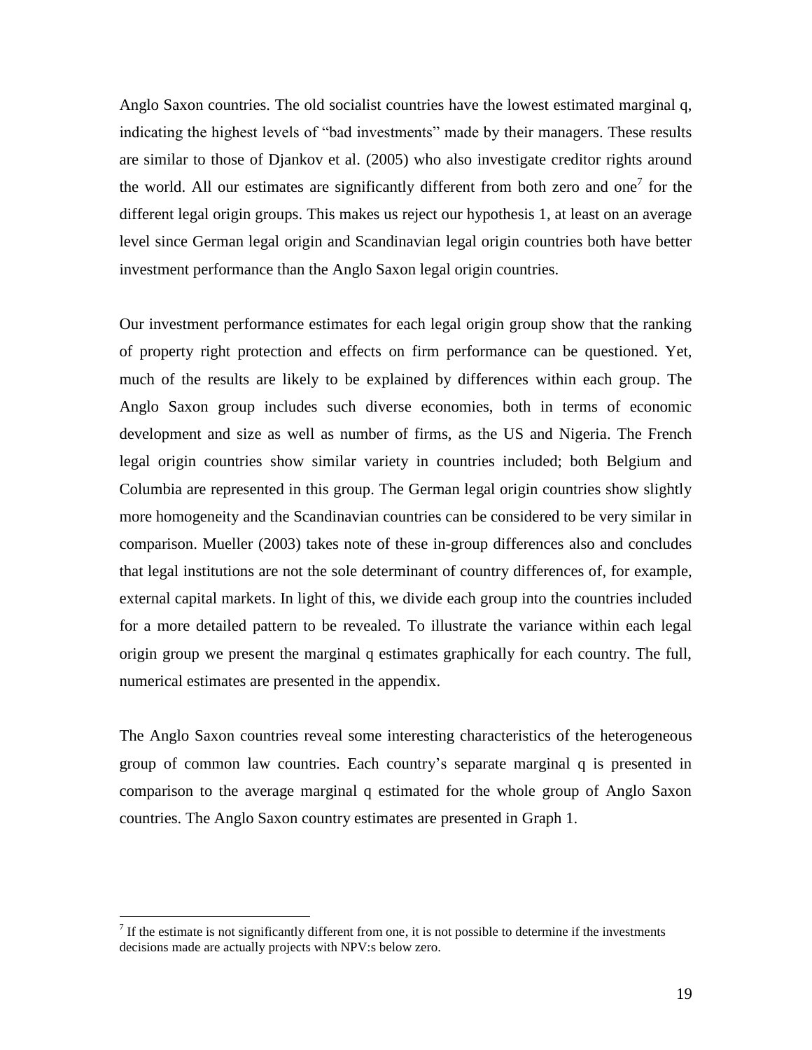Anglo Saxon countries. The old socialist countries have the lowest estimated marginal q, indicating the highest levels of "bad investments" made by their managers. These results are similar to those of Djankov et al. (2005) who also investigate creditor rights around the world. All our estimates are significantly different from both zero and one[7] for the different legal origin groups. This makes us reject our hypothesis 1, at least on an average level since German legal origin and Scandinavian legal origin countries both have better investment performance than the Anglo Saxon legal origin countries.

Our investment performance estimates for each legal origin group show that the ranking of property right protection and effects on firm performance can be questioned. Yet, much of the results are likely to be explained by differences within each group. The Anglo Saxon group includes such diverse economies, both in terms of economic development and size as well as number of firms, as the US and Nigeria. The French legal origin countries show similar variety in countries included; both Belgium and Columbia are represented in this group. The German legal origin countries show slightly more homogeneity and the Scandinavian countries can be considered to be very similar in comparison. Mueller (2003) takes note of these in-group differences also and concludes that legal institutions are not the sole determinant of country differences of, for example, external capital markets. In light of this, we divide each group into the countries included for a more detailed pattern to be revealed. To illustrate the variance within each legal origin group we present the marginal q estimates graphically for each country. The full, numerical estimates are presented in the appendix.

The Anglo Saxon countries reveal some interesting characteristics of the heterogeneous group of common law countries. Each country's separate marginal q is presented in comparison to the average marginal q estimated for the whole group of Anglo Saxon countries. The Anglo Saxon country estimates are presented in Graph 1.

---

[7] If the estimate is not significantly different from one, it is not possible to determine if the investments decisions made are actually projects with NPV:s below zero.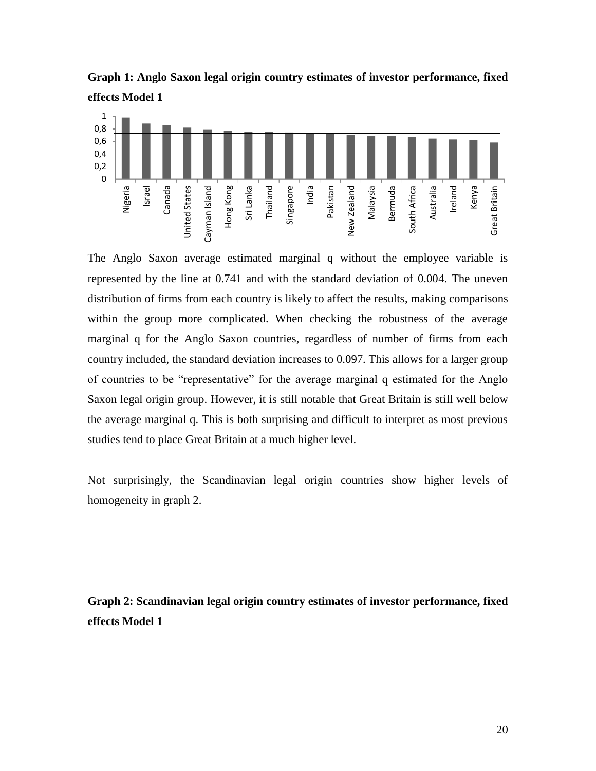**Graph 1: Anglo Saxon legal origin country estimates of investor performance, fixed effects Model 1**

The Anglo Saxon average estimated marginal q without the employee variable is represented by the line at 0.741 and with the standard deviation of 0.004. The uneven distribution of firms from each country is likely to affect the results, making comparisons within the group more complicated. When checking the robustness of the average marginal q for the Anglo Saxon countries, regardless of number of firms from each country included, the standard deviation increases to 0.097. This allows for a larger group of countries to be "representative" for the average marginal q estimated for the Anglo Saxon legal origin group. However, it is still notable that Great Britain is still well below the average marginal q. This is both surprising and difficult to interpret as most previous studies tend to place Great Britain at a much higher level.

Not surprisingly, the Scandinavian legal origin countries show higher levels of homogeneity in graph 2.

**Graph 2: Scandinavian legal origin country estimates of investor performance, fixed effects Model 1**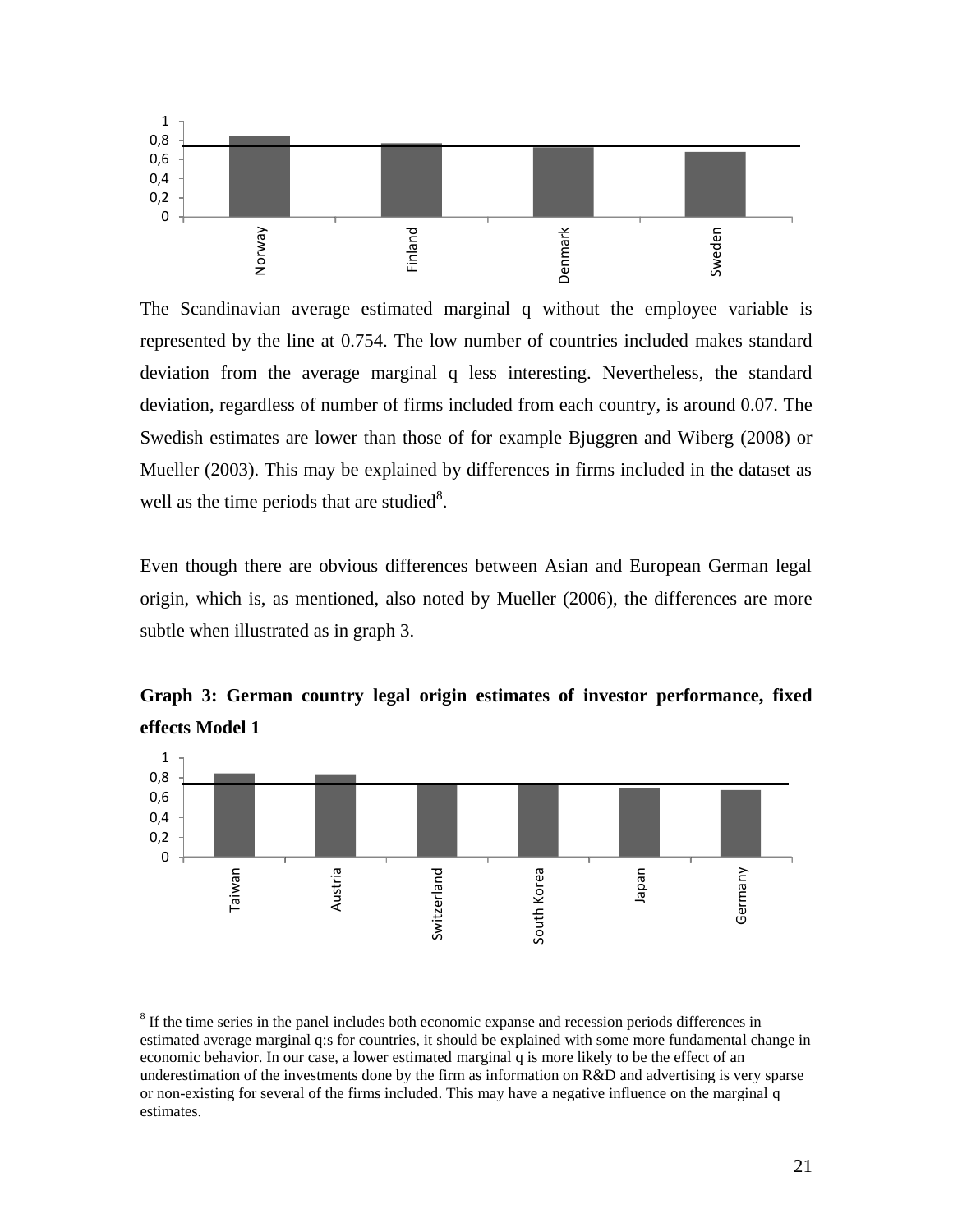The Scandinavian average estimated marginal q without the employee variable is represented by the line at 0.754. The low number of countries included makes standard deviation from the average marginal q less interesting. Nevertheless, the standard deviation, regardless of number of firms included from each country, is around 0.07. The Swedish estimates are lower than those of for example Bjuggren and Wiberg (2008) or Mueller (2003). This may be explained by differences in firms included in the dataset as well as the time periods that are studied[8].

Even though there are obvious differences between Asian and European German legal origin, which is, as mentioned, also noted by Mueller (2006), the differences are more subtle when illustrated as in graph 3.

**Graph 3: German country legal origin estimates of investor performance, fixed effects Model 1**

[8] If the time series in the panel includes both economic expanse and recession periods differences in estimated average marginal q:s for countries, it should be explained with some more fundamental change in economic behavior. In our case, a lower estimated marginal q is more likely to be the effect of an underestimation of the investments done by the firm as information on R&D and advertising is very sparse or non-existing for several of the firms included. This may have a negative influence on the marginal q estimates.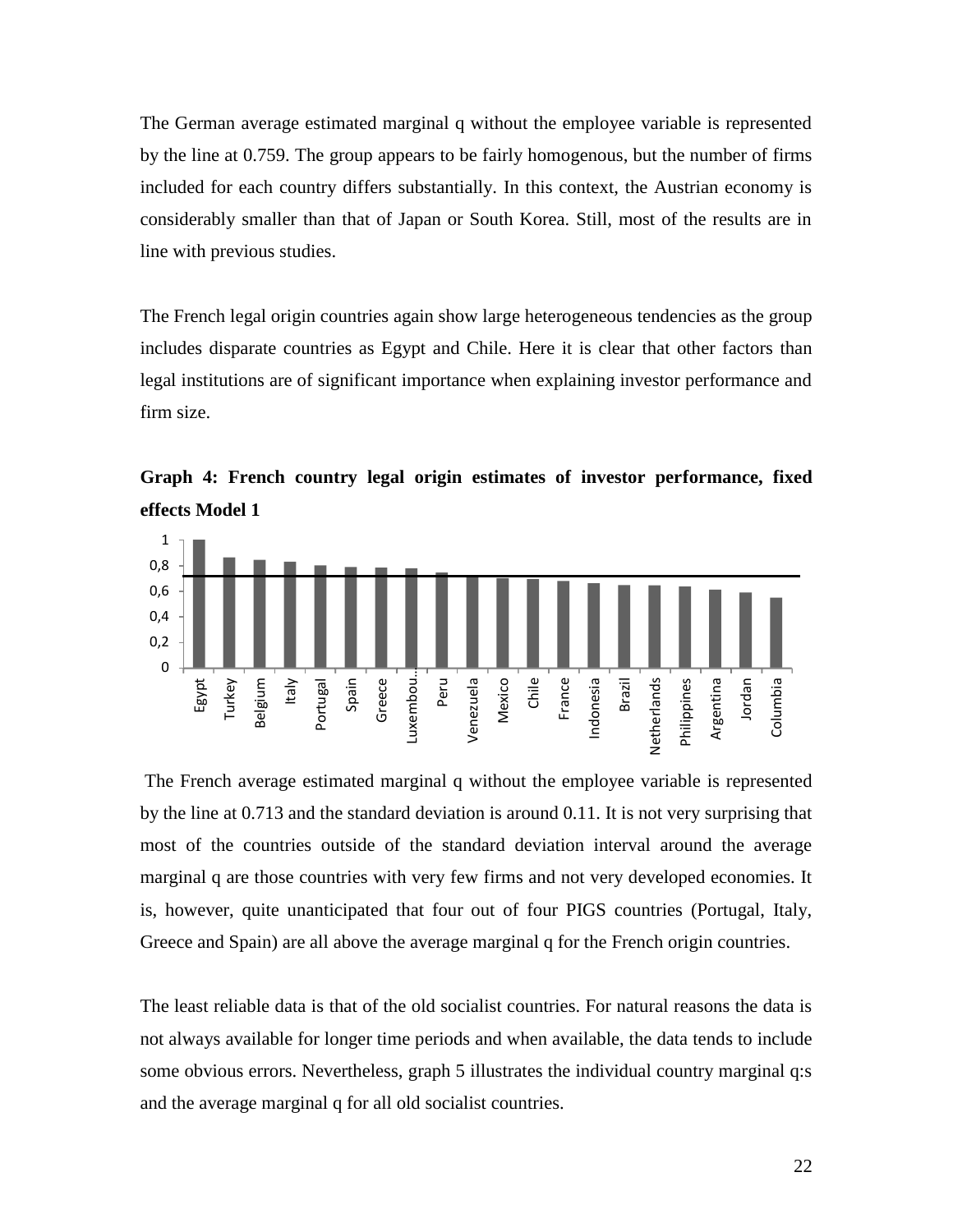The German average estimated marginal q without the employee variable is represented by the line at 0.759. The group appears to be fairly homogenous, but the number of firms included for each country differs substantially. In this context, the Austrian economy is considerably smaller than that of Japan or South Korea. Still, most of the results are in line with previous studies.

The French legal origin countries again show large heterogeneous tendencies as the group includes disparate countries as Egypt and Chile. Here it is clear that other factors than legal institutions are of significant importance when explaining investor performance and firm size.

**Graph 4: French country legal origin estimates of investor performance, fixed effects Model 1**

The French average estimated marginal q without the employee variable is represented by the line at 0.713 and the standard deviation is around 0.11. It is not very surprising that most of the countries outside of the standard deviation interval around the average marginal q are those countries with very few firms and not very developed economies. It is, however, quite unanticipated that four out of four PIGS countries (Portugal, Italy, Greece and Spain) are all above the average marginal q for the French origin countries.

The least reliable data is that of the old socialist countries. For natural reasons the data is not always available for longer time periods and when available, the data tends to include some obvious errors. Nevertheless, graph 5 illustrates the individual country marginal q:s and the average marginal q for all old socialist countries.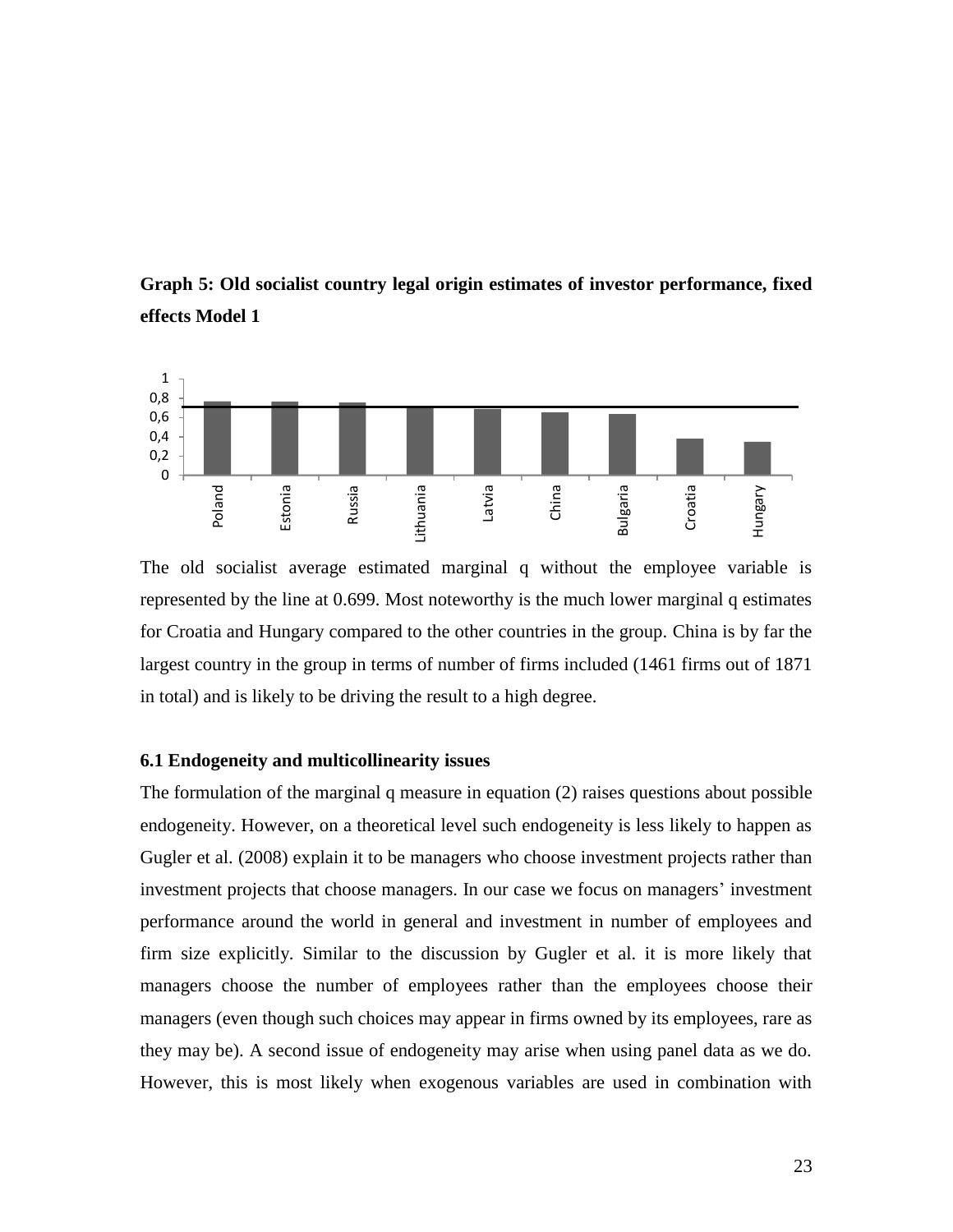**Graph 5: Old socialist country legal origin estimates of investor performance, fixed effects Model 1**

The old socialist average estimated marginal q without the employee variable is represented by the line at 0.699. Most noteworthy is the much lower marginal q estimates for Croatia and Hungary compared to the other countries in the group. China is by far the largest country in the group in terms of number of firms included (1461 firms out of 1871 in total) and is likely to be driving the result to a high degree.

### 6.1 Endogeneity and multicollinearity issues

The formulation of the marginal q measure in equation (2) raises questions about possible endogeneity. However, on a theoretical level such endogeneity is less likely to happen as Gugler et al. (2008) explain it to be managers who choose investment projects rather than investment projects that choose managers. In our case we focus on managers' investment performance around the world in general and investment in number of employees and firm size explicitly. Similar to the discussion by Gugler et al. it is more likely that managers choose the number of employees rather than the employees choose their managers (even though such choices may appear in firms owned by its employees, rare as they may be). A second issue of endogeneity may arise when using panel data as we do. However, this is most likely when exogenous variables are used in combination with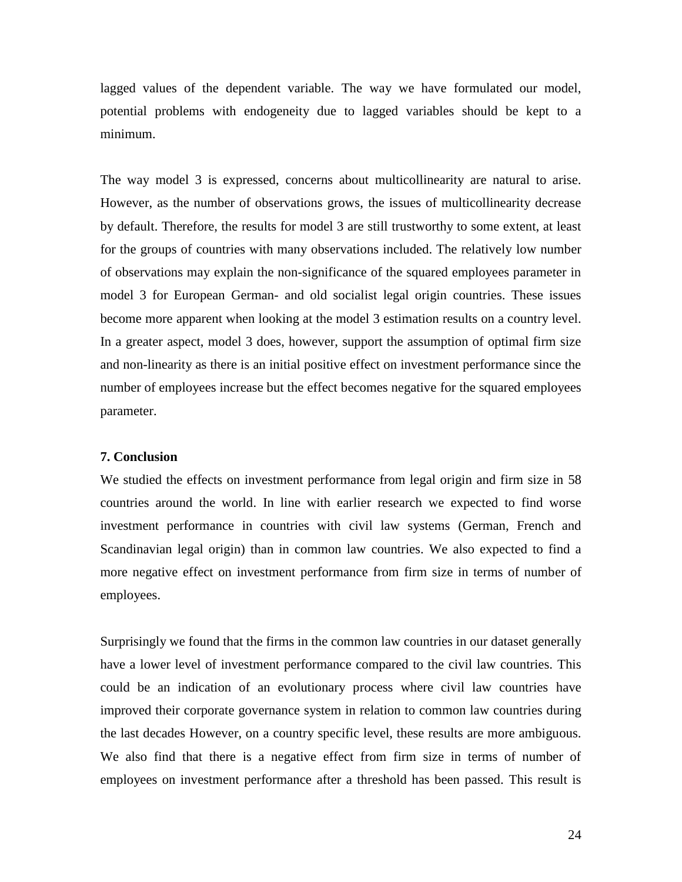lagged values of the dependent variable. The way we have formulated our model, potential problems with endogeneity due to lagged variables should be kept to a minimum.

The way model 3 is expressed, concerns about multicollinearity are natural to arise. However, as the number of observations grows, the issues of multicollinearity decrease by default. Therefore, the results for model 3 are still trustworthy to some extent, at least for the groups of countries with many observations included. The relatively low number of observations may explain the non-significance of the squared employees parameter in model 3 for European German- and old socialist legal origin countries. These issues become more apparent when looking at the model 3 estimation results on a country level. In a greater aspect, model 3 does, however, support the assumption of optimal firm size and non-linearity as there is an initial positive effect on investment performance since the number of employees increase but the effect becomes negative for the squared employees parameter.

## 7. Conclusion

We studied the effects on investment performance from legal origin and firm size in 58 countries around the world. In line with earlier research we expected to find worse investment performance in countries with civil law systems (German, French and Scandinavian legal origin) than in common law countries. We also expected to find a more negative effect on investment performance from firm size in terms of number of employees.

Surprisingly we found that the firms in the common law countries in our dataset generally have a lower level of investment performance compared to the civil law countries. This could be an indication of an evolutionary process where civil law countries have improved their corporate governance system in relation to common law countries during the last decades However, on a country specific level, these results are more ambiguous. We also find that there is a negative effect from firm size in terms of number of employees on investment performance after a threshold has been passed. This result is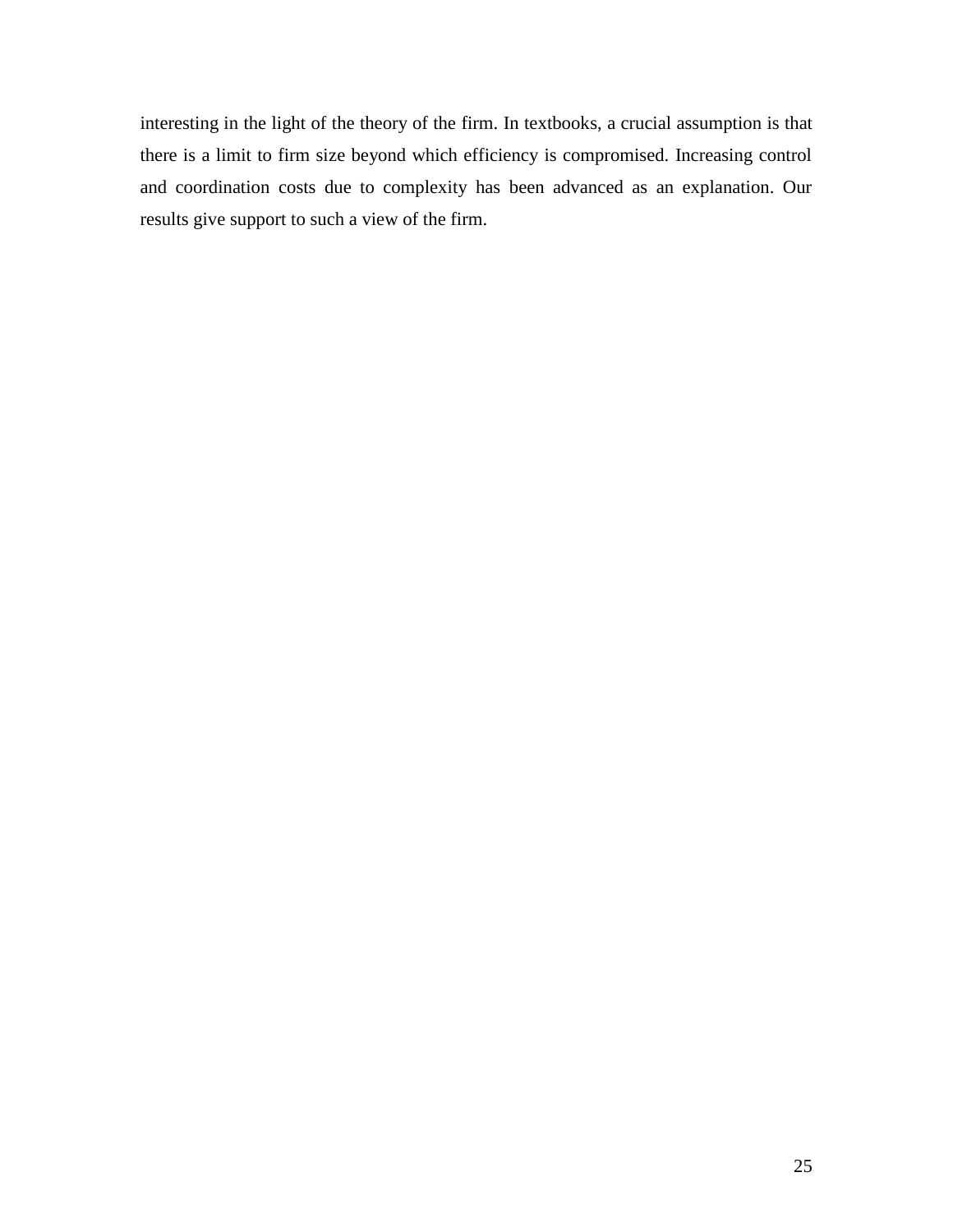interesting in the light of the theory of the firm. In textbooks, a crucial assumption is that there is a limit to firm size beyond which efficiency is compromised. Increasing control and coordination costs due to complexity has been advanced as an explanation. Our results give support to such a view of the firm.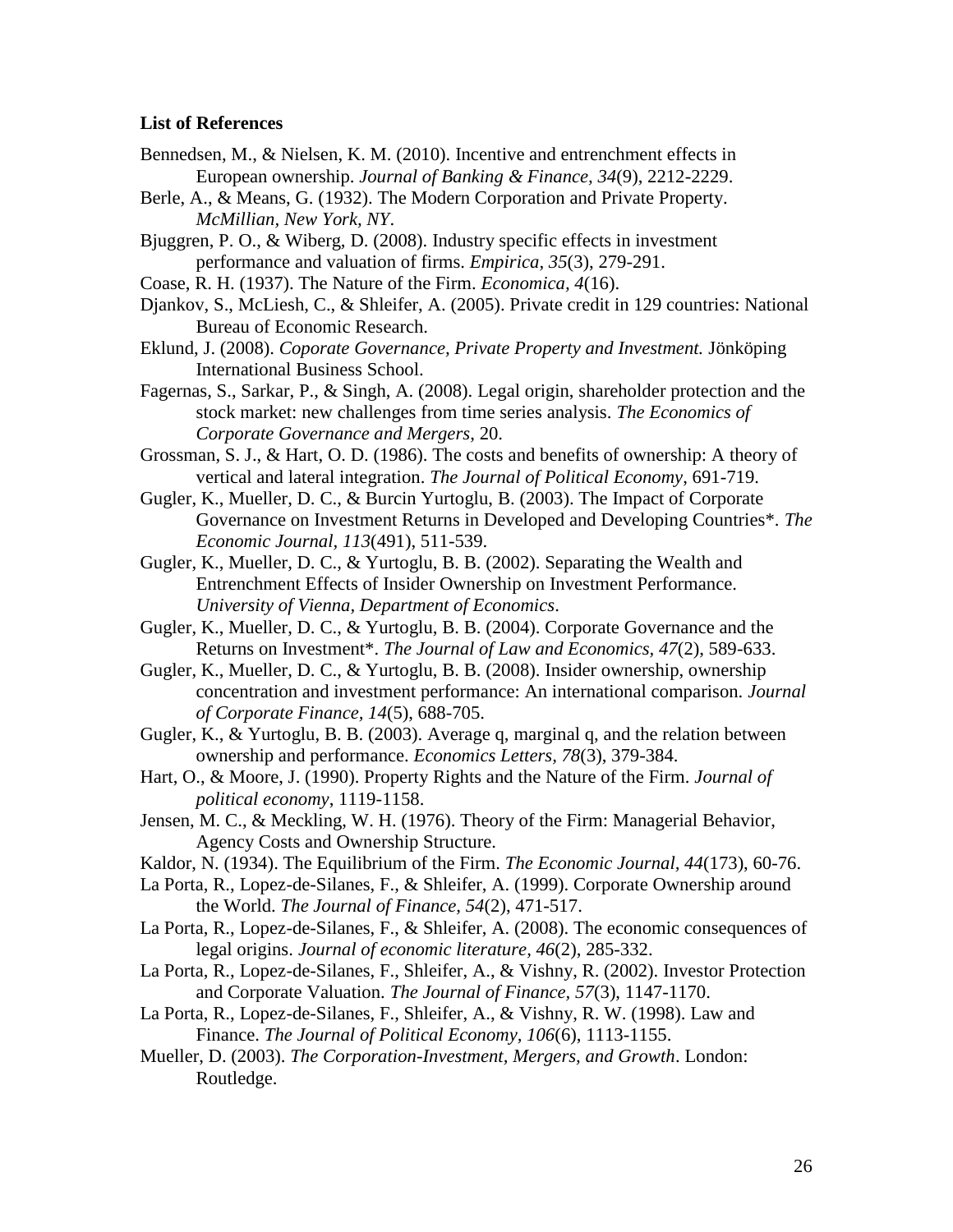**List of References**

Bennedsen, M., & Nielsen, K. M. (2010). Incentive and entrenchment effects in European ownership. *Journal of Banking & Finance, 34*(9), 2212-2229.

Berle, A., & Means, G. (1932). The Modern Corporation and Private Property. *McMillian, New York, NY*.

Bjuggren, P. O., & Wiberg, D. (2008). Industry specific effects in investment performance and valuation of firms. *Empirica, 35*(3), 279-291.

Coase, R. H. (1937). The Nature of the Firm. *Economica, 4*(16).

Djankov, S., McLiesh, C., & Shleifer, A. (2005). Private credit in 129 countries: National Bureau of Economic Research.

Eklund, J. (2008). *Coporate Governance, Private Property and Investment.* Jönköping International Business School.

Fagernas, S., Sarkar, P., & Singh, A. (2008). Legal origin, shareholder protection and the stock market: new challenges from time series analysis. *The Economics of Corporate Governance and Mergers*, 20.

Grossman, S. J., & Hart, O. D. (1986). The costs and benefits of ownership: A theory of vertical and lateral integration. *The Journal of Political Economy*, 691-719.

Gugler, K., Mueller, D. C., & Burcin Yurtoglu, B. (2003). The Impact of Corporate Governance on Investment Returns in Developed and Developing Countries*. *The Economic Journal, 113*(491), 511-539.

Gugler, K., Mueller, D. C., & Yurtoglu, B. B. (2002). Separating the Wealth and Entrenchment Effects of Insider Ownership on Investment Performance. *University of Vienna, Department of Economics*.

Gugler, K., Mueller, D. C., & Yurtoglu, B. B. (2004). Corporate Governance and the Returns on Investment*. *The Journal of Law and Economics, 47*(2), 589-633.

Gugler, K., Mueller, D. C., & Yurtoglu, B. B. (2008). Insider ownership, ownership concentration and investment performance: An international comparison. *Journal of Corporate Finance, 14*(5), 688-705.

Gugler, K., & Yurtoglu, B. B. (2003). Average q, marginal q, and the relation between ownership and performance. *Economics Letters, 78*(3), 379-384.

Hart, O., & Moore, J. (1990). Property Rights and the Nature of the Firm. *Journal of political economy*, 1119-1158.

Jensen, M. C., & Meckling, W. H. (1976). Theory of the Firm: Managerial Behavior, Agency Costs and Ownership Structure.

Kaldor, N. (1934). The Equilibrium of the Firm. *The Economic Journal, 44*(173), 60-76.

La Porta, R., Lopez-de-Silanes, F., & Shleifer, A. (1999). Corporate Ownership around the World. *The Journal of Finance, 54*(2), 471-517.

La Porta, R., Lopez-de-Silanes, F., & Shleifer, A. (2008). The economic consequences of legal origins. *Journal of economic literature, 46*(2), 285-332.

La Porta, R., Lopez-de-Silanes, F., Shleifer, A., & Vishny, R. (2002). Investor Protection and Corporate Valuation. *The Journal of Finance, 57*(3), 1147-1170.

La Porta, R., Lopez-de-Silanes, F., Shleifer, A., & Vishny, R. W. (1998). Law and Finance. *The Journal of Political Economy, 106*(6), 1113-1155.

Mueller, D. (2003). *The Corporation-Investment, Mergers, and Growth*. London: Routledge.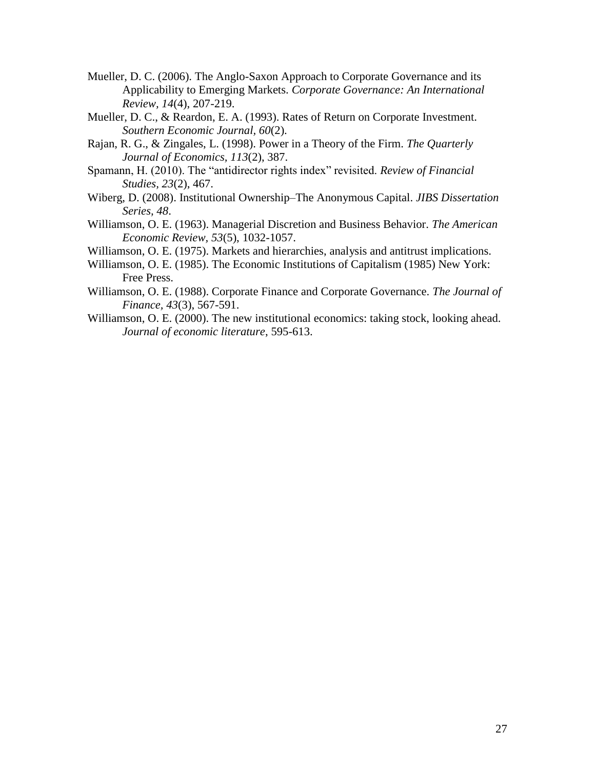Mueller, D. C. (2006). The Anglo-Saxon Approach to Corporate Governance and its Applicability to Emerging Markets. *Corporate Governance: An International Review*, *14*(4), 207-219.

Mueller, D. C., & Reardon, E. A. (1993). Rates of Return on Corporate Investment. *Southern Economic Journal*, *60*(2).

Rajan, R. G., & Zingales, L. (1998). Power in a Theory of the Firm. *The Quarterly Journal of Economics, 113*(2), 387.

Spamann, H. (2010). The "antidirector rights index" revisited. *Review of Financial Studies*, *23*(2), 467.

Wiberg, D. (2008). Institutional Ownership–The Anonymous Capital. *JIBS Dissertation Series*, *48*.

Williamson, O. E. (1963). Managerial Discretion and Business Behavior. *The American Economic Review*, *53*(5), 1032-1057.

Williamson, O. E. (1975). Markets and hierarchies, analysis and antitrust implications.

Williamson, O. E. (1985). The Economic Institutions of Capitalism (1985) New York: Free Press.

Williamson, O. E. (1988). Corporate Finance and Corporate Governance. *The Journal of Finance*, *43*(3), 567-591.

Williamson, O. E. (2000). The new institutional economics: taking stock, looking ahead. *Journal of economic literature*, 595-613.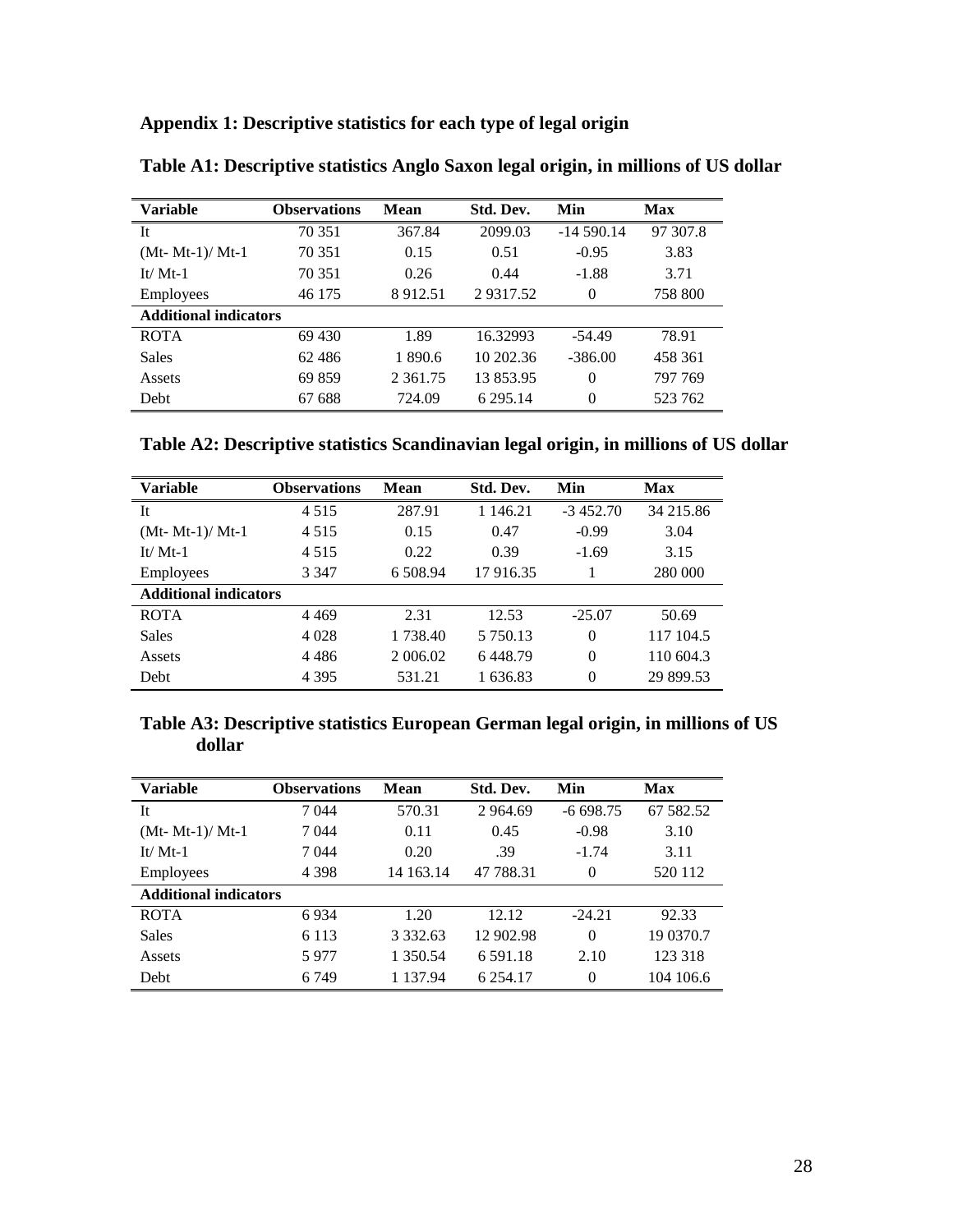## Appendix 1: Descriptive statistics for each type of legal origin

### Table A1: Descriptive statistics Anglo Saxon legal origin, in millions of US dollar

| Variable | Observations | Mean | Std. Dev. | Min | Max |
|---|---|---|---|---|---|
| It | 70 351 | 367.84 | 2099.03 | -14 590.14 | 97 307.8 |
| (Mt- Mt-1)/ Mt-1 | 70 351 | 0.15 | 0.51 | -0.95 | 3.83 |
| It/ Mt-1 | 70 351 | 0.26 | 0.44 | -1.88 | 3.71 |
| Employees | 46 175 | 8 912.51 | 2 9317.52 | 0 | 758 800 |
| **Additional indicators** | | | | | |
| ROTA | 69 430 | 1.89 | 16.32993 | -54.49 | 78.91 |
| Sales | 62 486 | 1 890.6 | 10 202.36 | -386.00 | 458 361 |
| Assets | 69 859 | 2 361.75 | 13 853.95 | 0 | 797 769 |
| Debt | 67 688 | 724.09 | 6 295.14 | 0 | 523 762 |

### Table A2: Descriptive statistics Scandinavian legal origin, in millions of US dollar

| Variable | Observations | Mean | Std. Dev. | Min | Max |
|---|---|---|---|---|---|
| It | 4 515 | 287.91 | 1 146.21 | -3 452.70 | 34 215.86 |
| (Mt- Mt-1)/ Mt-1 | 4 515 | 0.15 | 0.47 | -0.99 | 3.04 |
| It/ Mt-1 | 4 515 | 0.22 | 0.39 | -1.69 | 3.15 |
| Employees | 3 347 | 6 508.94 | 17 916.35 | 1 | 280 000 |
| **Additional indicators** | | | | | |
| ROTA | 4 469 | 2.31 | 12.53 | -25.07 | 50.69 |
| Sales | 4 028 | 1 738.40 | 5 750.13 | 0 | 117 104.5 |
| Assets | 4 486 | 2 006.02 | 6 448.79 | 0 | 110 604.3 |
| Debt | 4 395 | 531.21 | 1 636.83 | 0 | 29 899.53 |

### Table A3: Descriptive statistics European German legal origin, in millions of US dollar

| Variable | Observations | Mean | Std. Dev. | Min | Max |
|---|---|---|---|---|---|
| It | 7 044 | 570.31 | 2 964.69 | -6 698.75 | 67 582.52 |
| (Mt- Mt-1)/ Mt-1 | 7 044 | 0.11 | 0.45 | -0.98 | 3.10 |
| It/ Mt-1 | 7 044 | 0.20 | .39 | -1.74 | 3.11 |
| Employees | 4 398 | 14 163.14 | 47 788.31 | 0 | 520 112 |
| **Additional indicators** | | | | | |
| ROTA | 6 934 | 1.20 | 12.12 | -24.21 | 92.33 |
| Sales | 6 113 | 3 332.63 | 12 902.98 | 0 | 19 0370.7 |
| Assets | 5 977 | 1 350.54 | 6 591.18 | 2.10 | 123 318 |
| Debt | 6 749 | 1 137.94 | 6 254.17 | 0 | 104 106.6 |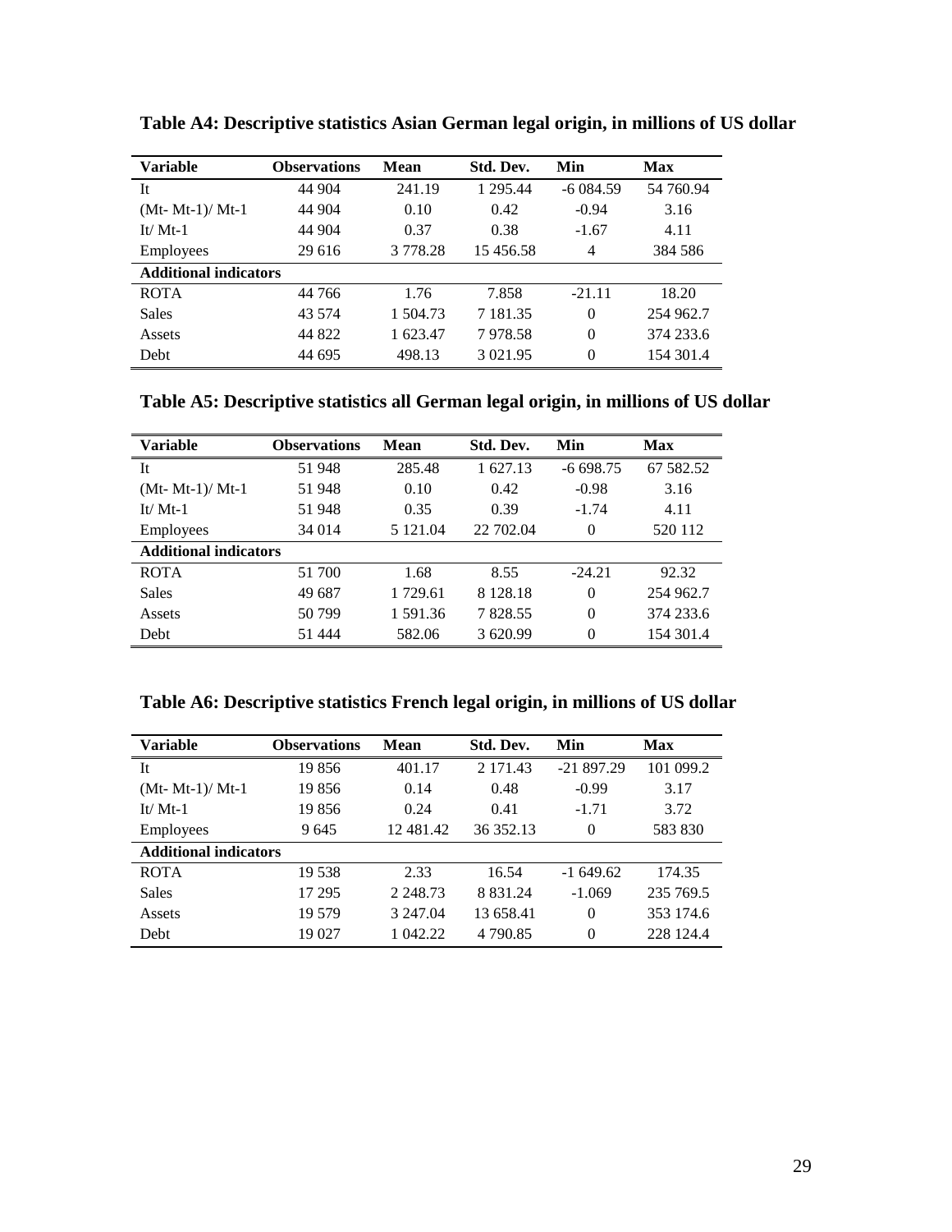**Table A4: Descriptive statistics Asian German legal origin, in millions of US dollar**

| Variable | Observations | Mean | Std. Dev. | Min | Max |
|---|---|---|---|---|---|
| It | 44 904 | 241.19 | 1 295.44 | -6 084.59 | 54 760.94 |
| (Mt- Mt-1)/ Mt-1 | 44 904 | 0.10 | 0.42 | -0.94 | 3.16 |
| It/ Mt-1 | 44 904 | 0.37 | 0.38 | -1.67 | 4.11 |
| Employees | 29 616 | 3 778.28 | 15 456.58 | 4 | 384 586 |
| **Additional indicators** | | | | | |
| ROTA | 44 766 | 1.76 | 7.858 | -21.11 | 18.20 |
| Sales | 43 574 | 1 504.73 | 7 181.35 | 0 | 254 962.7 |
| Assets | 44 822 | 1 623.47 | 7 978.58 | 0 | 374 233.6 |
| Debt | 44 695 | 498.13 | 3 021.95 | 0 | 154 301.4 |

**Table A5: Descriptive statistics all German legal origin, in millions of US dollar**

| Variable | Observations | Mean | Std. Dev. | Min | Max |
|---|---|---|---|---|---|
| It | 51 948 | 285.48 | 1 627.13 | -6 698.75 | 67 582.52 |
| (Mt- Mt-1)/ Mt-1 | 51 948 | 0.10 | 0.42 | -0.98 | 3.16 |
| It/ Mt-1 | 51 948 | 0.35 | 0.39 | -1.74 | 4.11 |
| Employees | 34 014 | 5 121.04 | 22 702.04 | 0 | 520 112 |
| **Additional indicators** | | | | | |
| ROTA | 51 700 | 1.68 | 8.55 | -24.21 | 92.32 |
| Sales | 49 687 | 1 729.61 | 8 128.18 | 0 | 254 962.7 |
| Assets | 50 799 | 1 591.36 | 7 828.55 | 0 | 374 233.6 |
| Debt | 51 444 | 582.06 | 3 620.99 | 0 | 154 301.4 |

**Table A6: Descriptive statistics French legal origin, in millions of US dollar**

| Variable | Observations | Mean | Std. Dev. | Min | Max |
|---|---|---|---|---|---|
| It | 19 856 | 401.17 | 2 171.43 | -21 897.29 | 101 099.2 |
| (Mt- Mt-1)/ Mt-1 | 19 856 | 0.14 | 0.48 | -0.99 | 3.17 |
| It/ Mt-1 | 19 856 | 0.24 | 0.41 | -1.71 | 3.72 |
| Employees | 9 645 | 12 481.42 | 36 352.13 | 0 | 583 830 |
| **Additional indicators** | | | | | |
| ROTA | 19 538 | 2.33 | 16.54 | -1 649.62 | 174.35 |
| Sales | 17 295 | 2 248.73 | 8 831.24 | -1.069 | 235 769.5 |
| Assets | 19 579 | 3 247.04 | 13 658.41 | 0 | 353 174.6 |
| Debt | 19 027 | 1 042.22 | 4 790.85 | 0 | 228 124.4 |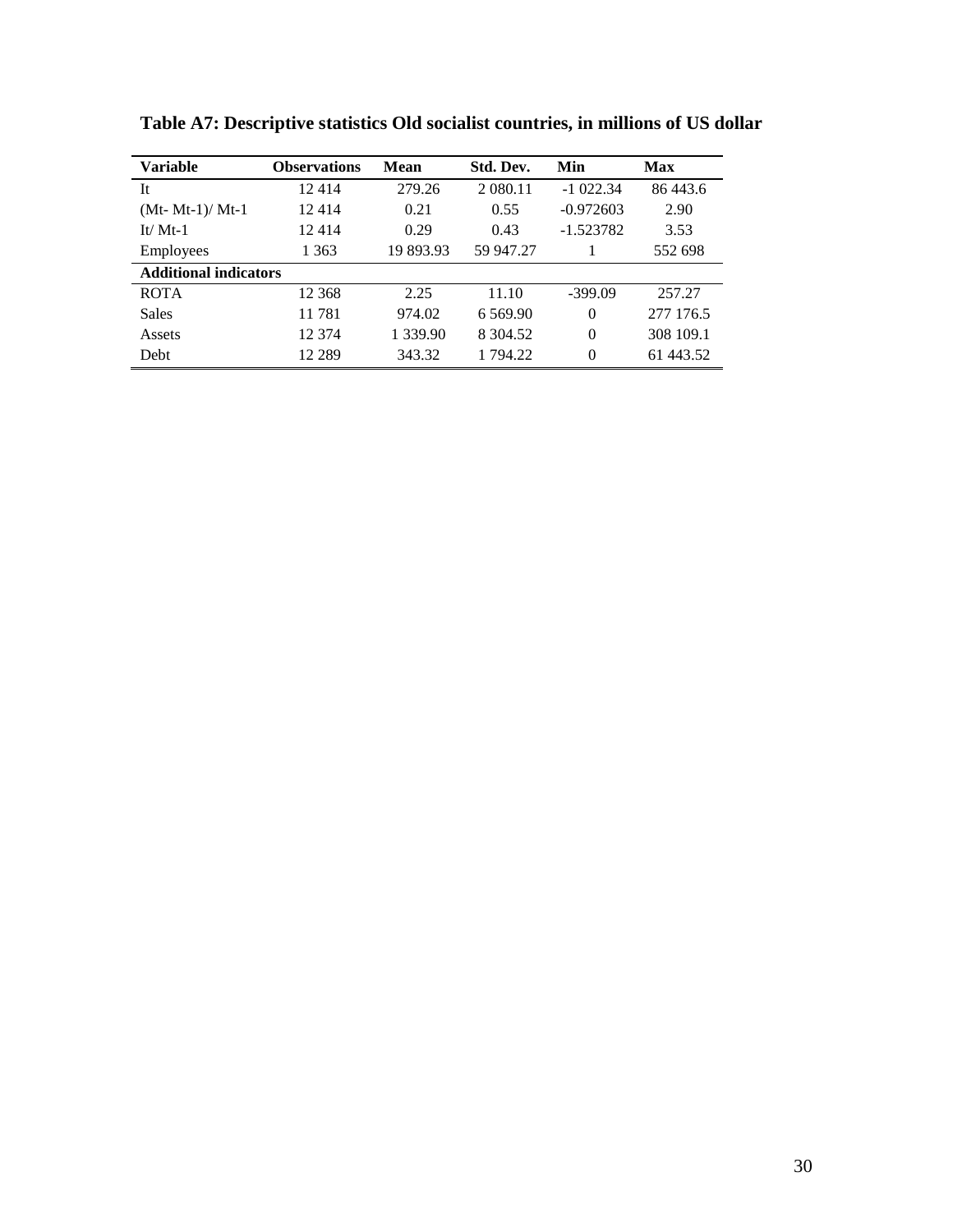**Table A7: Descriptive statistics Old socialist countries, in millions of US dollar**

| Variable | Observations | Mean | Std. Dev. | Min | Max |
|---|---|---|---|---|---|
| It | 12 414 | 279.26 | 2 080.11 | -1 022.34 | 86 443.6 |
| (Mt- Mt-1)/ Mt-1 | 12 414 | 0.21 | 0.55 | -0.972603 | 2.90 |
| It/ Mt-1 | 12 414 | 0.29 | 0.43 | -1.523782 | 3.53 |
| Employees | 1 363 | 19 893.93 | 59 947.27 | 1 | 552 698 |
| **Additional indicators** | | | | | |
| ROTA | 12 368 | 2.25 | 11.10 | -399.09 | 257.27 |
| Sales | 11 781 | 974.02 | 6 569.90 | 0 | 277 176.5 |
| Assets | 12 374 | 1 339.90 | 8 304.52 | 0 | 308 109.1 |
| Debt | 12 289 | 343.32 | 1 794.22 | 0 | 61 443.52 |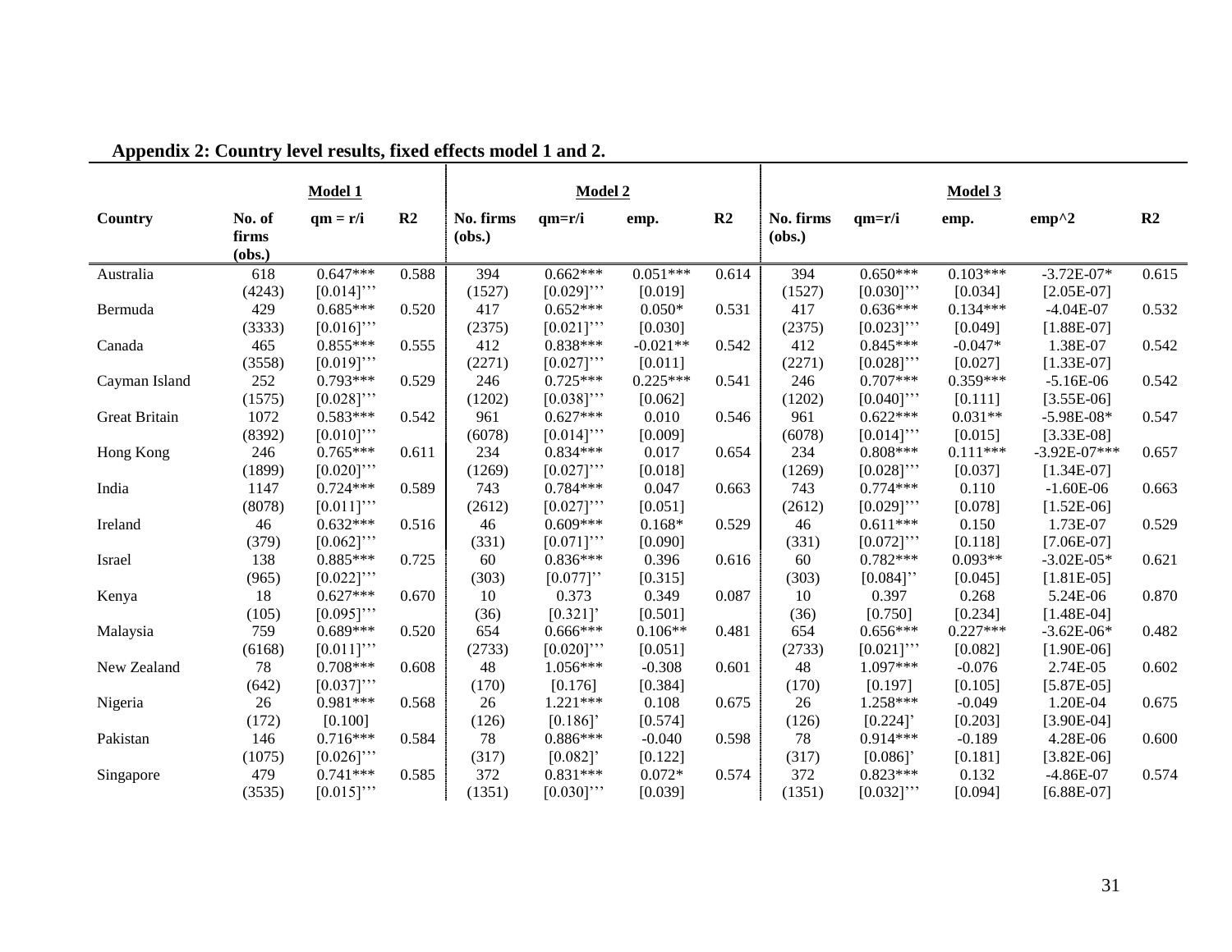**Appendix 2: Country level results, fixed effects model 1 and 2.**

| | Model 1 | | | Model 2 | | | | Model 3 | | | | |
|---|---|---|---|---|---|---|---|---|---|---|---|---|
| **Country** | **No. of firms (obs.)** | **qm = r/i** | **R2** | **No. firms (obs.)** | **qm=r/i** | **emp.** | **R2** | **No. firms (obs.)** | **qm=r/i** | **emp.** | **emp^2** | **R2** |
| Australia | 618 | 0.647*** | 0.588 | 394 | 0.662*** | 0.051*** | 0.614 | 394 | 0.650*** | 0.103*** | -3.72E-07* | 0.615 |
| | (4243) | [0.014]''' | | (1527) | [0.029]''' | [0.019] | | (1527) | [0.030]''' | [0.034] | [2.05E-07] | |
| Bermuda | 429 | 0.685*** | 0.520 | 417 | 0.652*** | 0.050* | 0.531 | 417 | 0.636*** | 0.134*** | -4.04E-07 | 0.532 |
| | (3333) | [0.016]''' | | (2375) | [0.021]''' | [0.030] | | (2375) | [0.023]''' | [0.049] | [1.88E-07] | |
| Canada | 465 | 0.855*** | 0.555 | 412 | 0.838*** | -0.021** | 0.542 | 412 | 0.845*** | -0.047* | 1.38E-07 | 0.542 |
| | (3558) | [0.019]''' | | (2271) | [0.027]''' | [0.011] | | (2271) | [0.028]''' | [0.027] | [1.33E-07] | |
| Cayman Island | 252 | 0.793*** | 0.529 | 246 | 0.725*** | 0.225*** | 0.541 | 246 | 0.707*** | 0.359*** | -5.16E-06 | 0.542 |
| | (1575) | [0.028]''' | | (1202) | [0.038]''' | [0.062] | | (1202) | [0.040]''' | [0.111] | [3.55E-06] | |
| Great Britain | 1072 | 0.583*** | 0.542 | 961 | 0.627*** | 0.010 | 0.546 | 961 | 0.622*** | 0.031** | -5.98E-08* | 0.547 |
| | (8392) | [0.010]''' | | (6078) | [0.014]''' | [0.009] | | (6078) | [0.014]''' | [0.015] | [3.33E-08] | |
| Hong Kong | 246 | 0.765*** | 0.611 | 234 | 0.834*** | 0.017 | 0.654 | 234 | 0.808*** | 0.111*** | -3.92E-07*** | 0.657 |
| | (1899) | [0.020]''' | | (1269) | [0.027]''' | [0.018] | | (1269) | [0.028]''' | [0.037] | [1.34E-07] | |
| India | 1147 | 0.724*** | 0.589 | 743 | 0.784*** | 0.047 | 0.663 | 743 | 0.774*** | 0.110 | -1.60E-06 | 0.663 |
| | (8078) | [0.011]''' | | (2612) | [0.027]''' | [0.051] | | (2612) | [0.029]''' | [0.078] | [1.52E-06] | |
| Ireland | 46 | 0.632*** | 0.516 | 46 | 0.609*** | 0.168* | 0.529 | 46 | 0.611*** | 0.150 | 1.73E-07 | 0.529 |
| | (379) | [0.062]''' | | (331) | [0.071]''' | [0.090] | | (331) | [0.072]''' | [0.118] | [7.06E-07] | |
| Israel | 138 | 0.885*** | 0.725 | 60 | 0.836*** | 0.396 | 0.616 | 60 | 0.782*** | 0.093** | -3.02E-05* | 0.621 |
| | (965) | [0.022]''' | | (303) | [0.077]'' | [0.315] | | (303) | [0.084]'' | [0.045] | [1.81E-05] | |
| Kenya | 18 | 0.627*** | 0.670 | 10 | 0.373 | 0.349 | 0.087 | 10 | 0.397 | 0.268 | 5.24E-06 | 0.870 |
| | (105) | [0.095]''' | | (36) | [0.321]' | [0.501] | | (36) | [0.750] | [0.234] | [1.48E-04] | |
| Malaysia | 759 | 0.689*** | 0.520 | 654 | 0.666*** | 0.106** | 0.481 | 654 | 0.656*** | 0.227*** | -3.62E-06* | 0.482 |
| | (6168) | [0.011]''' | | (2733) | [0.020]''' | [0.051] | | (2733) | [0.021]''' | [0.082] | [1.90E-06] | |
| New Zealand | 78 | 0.708*** | 0.608 | 48 | 1.056*** | -0.308 | 0.601 | 48 | 1.097*** | -0.076 | 2.74E-05 | 0.602 |
| | (642) | [0.037]''' | | (170) | [0.176] | [0.384] | | (170) | [0.197] | [0.105] | [5.87E-05] | |
| Nigeria | 26 | 0.981*** | 0.568 | 26 | 1.221*** | 0.108 | 0.675 | 26 | 1.258*** | -0.049 | 1.20E-04 | 0.675 |
| | (172) | [0.100] | | (126) | [0.186]' | [0.574] | | (126) | [0.224]' | [0.203] | [3.90E-04] | |
| Pakistan | 146 | 0.716*** | 0.584 | 78 | 0.886*** | -0.040 | 0.598 | 78 | 0.914*** | -0.189 | 4.28E-06 | 0.600 |
| | (1075) | [0.026]''' | | (317) | [0.082]' | [0.122] | | (317) | [0.086]' | [0.181] | [3.82E-06] | |
| Singapore | 479 | 0.741*** | 0.585 | 372 | 0.831*** | 0.072* | 0.574 | 372 | 0.823*** | 0.132 | -4.86E-07 | 0.574 |
| | (3535) | [0.015]''' | | (1351) | [0.030]''' | [0.039] | | (1351) | [0.032]''' | [0.094] | [6.88E-07] | |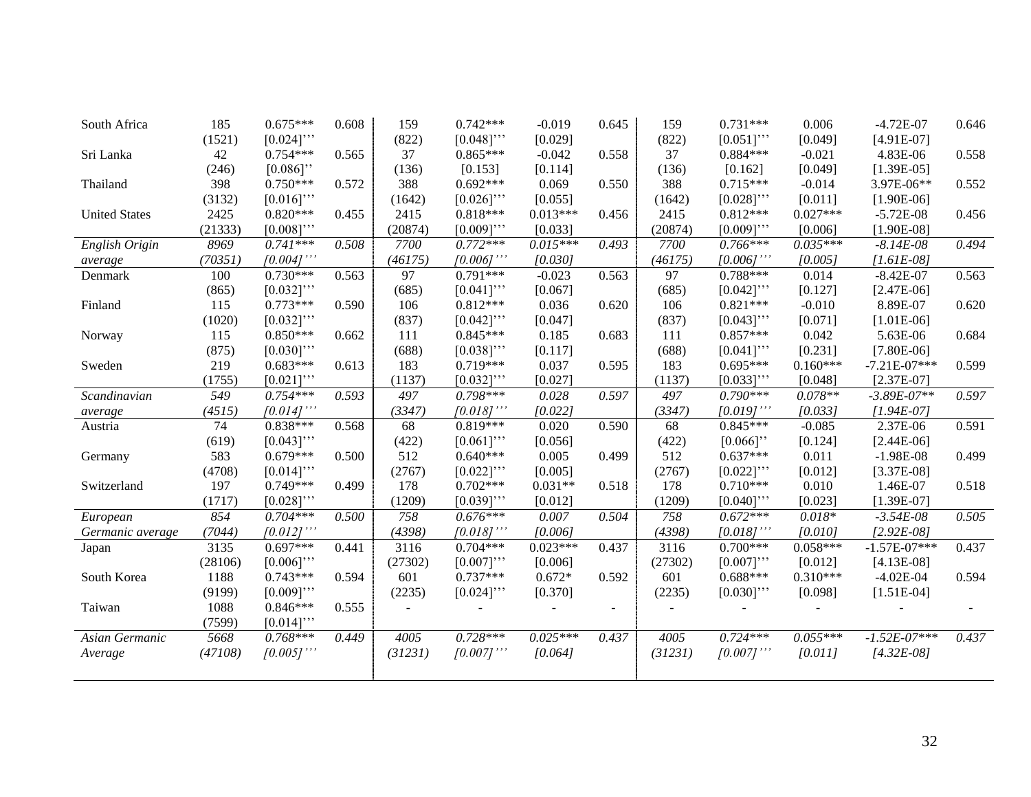| | | | | | | | | | | | | |
|---|---|---|---|---|---|---|---|---|---|---|---|---|
| South Africa | 185 | 0.675*** | 0.608 | 159 | 0.742*** | -0.019 | 0.645 | 159 | 0.731*** | 0.006 | -4.72E-07 | 0.646 |
| | (1521) | [0.024]''' | | (822) | [0.048]''' | [0.029] | | (822) | [0.051]''' | [0.049] | [4.91E-07] | |
| Sri Lanka | 42 | 0.754*** | 0.565 | 37 | 0.865*** | -0.042 | 0.558 | 37 | 0.884*** | -0.021 | 4.83E-06 | 0.558 |
| | (246) | [0.086]'' | | (136) | [0.153] | [0.114] | | (136) | [0.162] | [0.049] | [1.39E-05] | |
| Thailand | 398 | 0.750*** | 0.572 | 388 | 0.692*** | 0.069 | 0.550 | 388 | 0.715*** | -0.014 | 3.97E-06** | 0.552 |
| | (3132) | [0.016]''' | | (1642) | [0.026]''' | [0.055] | | (1642) | [0.028]''' | [0.011] | [1.90E-06] | |
| United States | 2425 | 0.820*** | 0.455 | 2415 | 0.818*** | 0.013*** | 0.456 | 2415 | 0.812*** | 0.027*** | -5.72E-08 | 0.456 |
| | (21333) | [0.008]''' | | (20874) | [0.009]''' | [0.033] | | (20874) | [0.009]''' | [0.006] | [1.90E-08] | |
| *English Origin* | *8969* | *0.741**** | *0.508* | *7700* | *0.772**** | *0.015**** | *0.493* | *7700* | *0.766**** | *0.035**** | *-8.14E-08* | *0.494* |
| *average* | *(70351)* | *[0.004]'''* | | *(46175)* | *[0.006]'''* | *[0.030]* | | *(46175)* | *[0.006]'''* | *[0.005]* | *[1.61E-08]* | |
| Denmark | 100 | 0.730*** | 0.563 | 97 | 0.791*** | -0.023 | 0.563 | 97 | 0.788*** | 0.014 | -8.42E-07 | 0.563 |
| | (865) | [0.032]''' | | (685) | [0.041]''' | [0.067] | | (685) | [0.042]''' | [0.127] | [2.47E-06] | |
| Finland | 115 | 0.773*** | 0.590 | 106 | 0.812*** | 0.036 | 0.620 | 106 | 0.821*** | -0.010 | 8.89E-07 | 0.620 |
| | (1020) | [0.032]''' | | (837) | [0.042]''' | [0.047] | | (837) | [0.043]''' | [0.071] | [1.01E-06] | |
| Norway | 115 | 0.850*** | 0.662 | 111 | 0.845*** | 0.185 | 0.683 | 111 | 0.857*** | 0.042 | 5.63E-06 | 0.684 |
| | (875) | [0.030]''' | | (688) | [0.038]''' | [0.117] | | (688) | [0.041]''' | [0.231] | [7.80E-06] | |
| Sweden | 219 | 0.683*** | 0.613 | 183 | 0.719*** | 0.037 | 0.595 | 183 | 0.695*** | 0.160*** | -7.21E-07*** | 0.599 |
| | (1755) | [0.021]''' | | (1137) | [0.032]''' | [0.027] | | (1137) | [0.033]''' | [0.048] | [2.37E-07] | |
| *Scandinavian* | *549* | *0.754**** | *0.593* | *497* | *0.798**** | *0.028* | *0.597* | *497* | *0.790**** | *0.078*** | *-3.89E-07*** | *0.597* |
| *average* | *(4515)* | *[0.014]'''* | | *(3347)* | *[0.018]'''* | *[0.022]* | | *(3347)* | *[0.019]'''* | *[0.033]* | *[1.94E-07]* | |
| Austria | 74 | 0.838*** | 0.568 | 68 | 0.819*** | 0.020 | 0.590 | 68 | 0.845*** | -0.085 | 2.37E-06 | 0.591 |
| | (619) | [0.043]''' | | (422) | [0.061]''' | [0.056] | | (422) | [0.066]'' | [0.124] | [2.44E-06] | |
| Germany | 583 | 0.679*** | 0.500 | 512 | 0.640*** | 0.005 | 0.499 | 512 | 0.637*** | 0.011 | -1.98E-08 | 0.499 |
| | (4708) | [0.014]''' | | (2767) | [0.022]''' | [0.005] | | (2767) | [0.022]''' | [0.012] | [3.37E-08] | |
| Switzerland | 197 | 0.749*** | 0.499 | 178 | 0.702*** | 0.031** | 0.518 | 178 | 0.710*** | 0.010 | 1.46E-07 | 0.518 |
| | (1717) | [0.028]''' | | (1209) | [0.039]''' | [0.012] | | (1209) | [0.040]''' | [0.023] | [1.39E-07] | |
| *European* | *854* | *0.704**** | *0.500* | *758* | *0.676**** | *0.007* | *0.504* | *758* | *0.672**** | *0.018** | *-3.54E-08* | *0.505* |
| *Germanic average* | *(7044)* | *[0.012]'''* | | *(4398)* | *[0.018]'''* | *[0.006]* | | *(4398)* | *[0.018]'''* | *[0.010]* | *[2.92E-08]* | |
| Japan | 3135 | 0.697*** | 0.441 | 3116 | 0.704*** | 0.023*** | 0.437 | 3116 | 0.700*** | 0.058*** | -1.57E-07*** | 0.437 |
| | (28106) | [0.006]''' | | (27302) | [0.007]''' | [0.006] | | (27302) | [0.007]''' | [0.012] | [4.13E-08] | |
| South Korea | 1188 | 0.743*** | 0.594 | 601 | 0.737*** | 0.672* | 0.592 | 601 | 0.688*** | 0.310*** | -4.02E-04 | 0.594 |
| | (9199) | [0.009]''' | | (2235) | [0.024]''' | [0.370] | | (2235) | [0.030]''' | [0.098] | [1.51E-04] | |
| Taiwan | 1088 | 0.846*** | 0.555 | - | - | - | - | - | - | - | - | - |
| | (7599) | [0.014]''' | | | | | | | | | | |
| *Asian Germanic* | *5668* | *0.768**** | *0.449* | *4005* | *0.728**** | *0.025**** | *0.437* | *4005* | *0.724**** | *0.055**** | *-1.52E-07**** | *0.437* |
| *Average* | *(47108)* | *[0.005]'''* | | *(31231)* | *[0.007]'''* | *[0.064]* | | *(31231)* | *[0.007]'''* | *[0.011]* | *[4.32E-08]* | |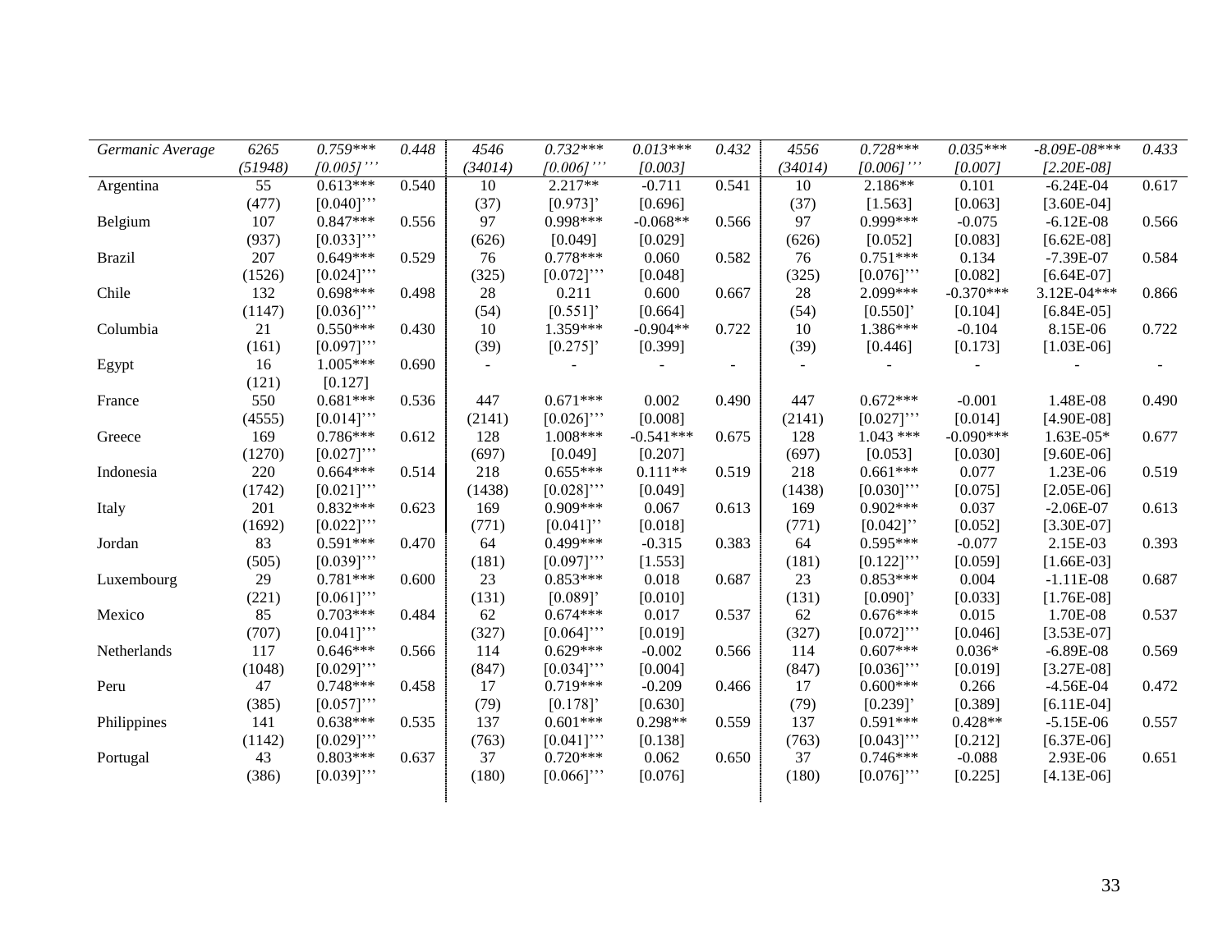| *Germanic Average* | *6265* | *0.759**** | *0.448* | *4546* | *0.732**** | *0.013**** | *0.432* | *4556* | *0.728**** | *0.035**** | *-8.09E-08**** | *0.433* |
|---|---|---|---|---|---|---|---|---|---|---|---|---|
| | *(51948)* | *[0.005]'''* | | *(34014)* | *[0.006]'''* | *[0.003]* | | *(34014)* | *[0.006]'''* | *[0.007]* | *[2.20E-08]* | |
| Argentina | 55 | 0.613*** | 0.540 | 10 | 2.217** | -0.711 | 0.541 | 10 | 2.186** | 0.101 | -6.24E-04 | 0.617 |
| | (477) | [0.040]''' | | (37) | [0.973]' | [0.696] | | (37) | [1.563] | [0.063] | [3.60E-04] | |
| Belgium | 107 | 0.847*** | 0.556 | 97 | 0.998*** | -0.068** | 0.566 | 97 | 0.999*** | -0.075 | -6.12E-08 | 0.566 |
| | (937) | [0.033]''' | | (626) | [0.049] | [0.029] | | (626) | [0.052] | [0.083] | [6.62E-08] | |
| Brazil | 207 | 0.649*** | 0.529 | 76 | 0.778*** | 0.060 | 0.582 | 76 | 0.751*** | 0.134 | -7.39E-07 | 0.584 |
| | (1526) | [0.024]''' | | (325) | [0.072]''' | [0.048] | | (325) | [0.076]''' | [0.082] | [6.64E-07] | |
| Chile | 132 | 0.698*** | 0.498 | 28 | 0.211 | 0.600 | 0.667 | 28 | 2.099*** | -0.370*** | 3.12E-04*** | 0.866 |
| | (1147) | [0.036]''' | | (54) | [0.551]' | [0.664] | | (54) | [0.550]' | [0.104] | [6.84E-05] | |
| Columbia | 21 | 0.550*** | 0.430 | 10 | 1.359*** | -0.904** | 0.722 | 10 | 1.386*** | -0.104 | 8.15E-06 | 0.722 |
| | (161) | [0.097]''' | | (39) | [0.275]' | [0.399] | | (39) | [0.446] | [0.173] | [1.03E-06] | |
| Egypt | 16 | 1.005*** | 0.690 | - | - | - | - | - | - | - | - | - |
| | (121) | [0.127] | | | | | | | | | | |
| France | 550 | 0.681*** | 0.536 | 447 | 0.671*** | 0.002 | 0.490 | 447 | 0.672*** | -0.001 | 1.48E-08 | 0.490 |
| | (4555) | [0.014]''' | | (2141) | [0.026]''' | [0.008] | | (2141) | [0.027]''' | [0.014] | [4.90E-08] | |
| Greece | 169 | 0.786*** | 0.612 | 128 | 1.008*** | -0.541*** | 0.675 | 128 | 1.043 *** | -0.090*** | 1.63E-05* | 0.677 |
| | (1270) | [0.027]''' | | (697) | [0.049] | [0.207] | | (697) | [0.053] | [0.030] | [9.60E-06] | |
| Indonesia | 220 | 0.664*** | 0.514 | 218 | 0.655*** | 0.111** | 0.519 | 218 | 0.661*** | 0.077 | 1.23E-06 | 0.519 |
| | (1742) | [0.021]''' | | (1438) | [0.028]''' | [0.049] | | (1438) | [0.030]''' | [0.075] | [2.05E-06] | |
| Italy | 201 | 0.832*** | 0.623 | 169 | 0.909*** | 0.067 | 0.613 | 169 | 0.902*** | 0.037 | -2.06E-07 | 0.613 |
| | (1692) | [0.022]''' | | (771) | [0.041]'' | [0.018] | | (771) | [0.042]'' | [0.052] | [3.30E-07] | |
| Jordan | 83 | 0.591*** | 0.470 | 64 | 0.499*** | -0.315 | 0.383 | 64 | 0.595*** | -0.077 | 2.15E-03 | 0.393 |
| | (505) | [0.039]''' | | (181) | [0.097]''' | [1.553] | | (181) | [0.122]''' | [0.059] | [1.66E-03] | |
| Luxembourg | 29 | 0.781*** | 0.600 | 23 | 0.853*** | 0.018 | 0.687 | 23 | 0.853*** | 0.004 | -1.11E-08 | 0.687 |
| | (221) | [0.061]''' | | (131) | [0.089]' | [0.010] | | (131) | [0.090]' | [0.033] | [1.76E-08] | |
| Mexico | 85 | 0.703*** | 0.484 | 62 | 0.674*** | 0.017 | 0.537 | 62 | 0.676*** | 0.015 | 1.70E-08 | 0.537 |
| | (707) | [0.041]''' | | (327) | [0.064]''' | [0.019] | | (327) | [0.072]''' | [0.046] | [3.53E-07] | |
| Netherlands | 117 | 0.646*** | 0.566 | 114 | 0.629*** | -0.002 | 0.566 | 114 | 0.607*** | 0.036* | -6.89E-08 | 0.569 |
| | (1048) | [0.029]''' | | (847) | [0.034]''' | [0.004] | | (847) | [0.036]''' | [0.019] | [3.27E-08] | |
| Peru | 47 | 0.748*** | 0.458 | 17 | 0.719*** | -0.209 | 0.466 | 17 | 0.600*** | 0.266 | -4.56E-04 | 0.472 |
| | (385) | [0.057]''' | | (79) | [0.178]' | [0.630] | | (79) | [0.239]' | [0.389] | [6.11E-04] | |
| Philippines | 141 | 0.638*** | 0.535 | 137 | 0.601*** | 0.298** | 0.559 | 137 | 0.591*** | 0.428** | -5.15E-06 | 0.557 |
| | (1142) | [0.029]''' | | (763) | [0.041]''' | [0.138] | | (763) | [0.043]''' | [0.212] | [6.37E-06] | |
| Portugal | 43 | 0.803*** | 0.637 | 37 | 0.720*** | 0.062 | 0.650 | 37 | 0.746*** | -0.088 | 2.93E-06 | 0.651 |
| | (386) | [0.039]''' | | (180) | [0.066]''' | [0.076] | | (180) | [0.076]''' | [0.225] | [4.13E-06] | |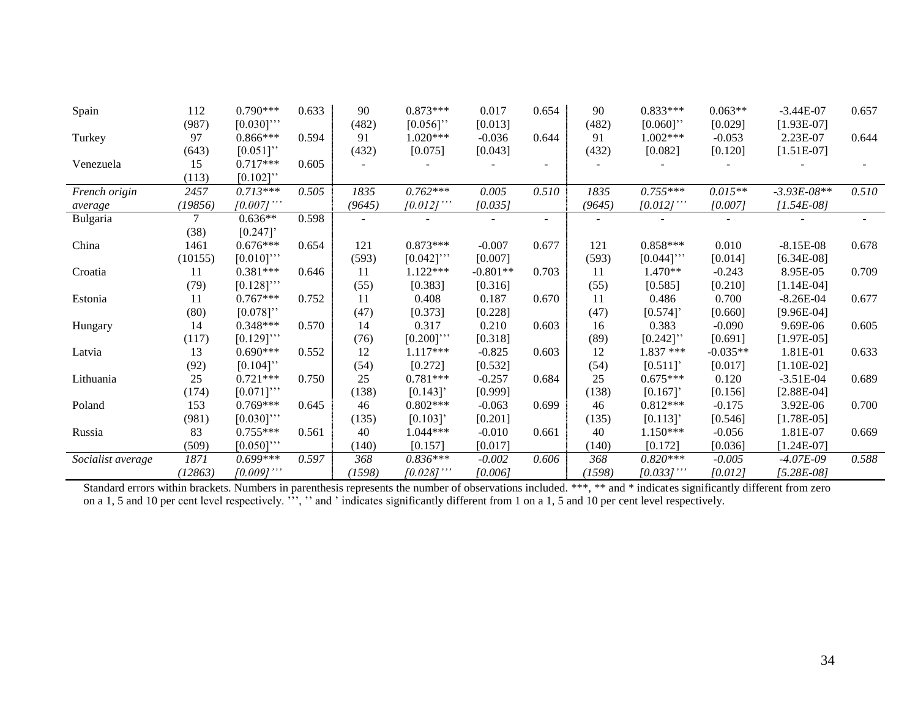| | | | | | | | | | | | | |
|---|---|---|---|---|---|---|---|---|---|---|---|---|
| Spain | 112 | 0.790*** | 0.633 | 90 | 0.873*** | 0.017 | 0.654 | 90 | 0.833*** | 0.063** | -3.44E-07 | 0.657 |
| | (987) | [0.030]’’’ | | (482) | [0.056]’’ | [0.013] | | (482) | [0.060]’’ | [0.029] | [1.93E-07] | |
| Turkey | 97 | 0.866*** | 0.594 | 91 | 1.020*** | -0.036 | 0.644 | 91 | 1.002*** | -0.053 | 2.23E-07 | 0.644 |
| | (643) | [0.051]’’ | | (432) | [0.075] | [0.043] | | (432) | [0.082] | [0.120] | [1.51E-07] | |
| Venezuela | 15 | 0.717*** | 0.605 | - | - | - | - | - | - | - | - | - |
| | (113) | [0.102]’’ | | | | | | | | | | |
| *French origin* | *2457* | *0.713**** | *0.505* | *1835* | *0.762**** | *0.005* | *0.510* | *1835* | *0.755**** | *0.015*** | *-3.93E-08*** | *0.510* |
| *average* | *(19856)* | *[0.007]’’’* | | *(9645)* | *[0.012]’’’* | *[0.035]* | | *(9645)* | *[0.012]’’’* | *[0.007]* | *[1.54E-08]* | |
| Bulgaria | 7 | 0.636** | 0.598 | - | - | - | - | - | - | - | - | - |
| | (38) | [0.247]’ | | | | | | | | | | |
| China | 1461 | 0.676*** | 0.654 | 121 | 0.873*** | -0.007 | 0.677 | 121 | 0.858*** | 0.010 | -8.15E-08 | 0.678 |
| | (10155) | [0.010]’’’ | | (593) | [0.042]’’’ | [0.007] | | (593) | [0.044]’’’ | [0.014] | [6.34E-08] | |
| Croatia | 11 | 0.381*** | 0.646 | 11 | 1.122*** | -0.801** | 0.703 | 11 | 1.470** | -0.243 | 8.95E-05 | 0.709 |
| | (79) | [0.128]’’’ | | (55) | [0.383] | [0.316] | | (55) | [0.585] | [0.210] | [1.14E-04] | |
| Estonia | 11 | 0.767*** | 0.752 | 11 | 0.408 | 0.187 | 0.670 | 11 | 0.486 | 0.700 | -8.26E-04 | 0.677 |
| | (80) | [0.078]’’ | | (47) | [0.373] | [0.228] | | (47) | [0.574]’ | [0.660] | [9.96E-04] | |
| Hungary | 14 | 0.348*** | 0.570 | 14 | 0.317 | 0.210 | 0.603 | 16 | 0.383 | -0.090 | 9.69E-06 | 0.605 |
| | (117) | [0.129]’’’ | | (76) | [0.200]’’’ | [0.318] | | (89) | [0.242]’’ | [0.691] | [1.97E-05] | |
| Latvia | 13 | 0.690*** | 0.552 | 12 | 1.117*** | -0.825 | 0.603 | 12 | 1.837 *** | -0.035** | 1.81E-01 | 0.633 |
| | (92) | [0.104]’’ | | (54) | [0.272] | [0.532] | | (54) | [0.511]’ | [0.017] | [1.10E-02] | |
| Lithuania | 25 | 0.721*** | 0.750 | 25 | 0.781*** | -0.257 | 0.684 | 25 | 0.675*** | 0.120 | -3.51E-04 | 0.689 |
| | (174) | [0.071]’’’ | | (138) | [0.143]’ | [0.999] | | (138) | [0.167]’ | [0.156] | [2.88E-04] | |
| Poland | 153 | 0.769*** | 0.645 | 46 | 0.802*** | -0.063 | 0.699 | 46 | 0.812*** | -0.175 | 3.92E-06 | 0.700 |
| | (981) | [0.030]’’’ | | (135) | [0.103]’ | [0.201] | | (135) | [0.113]’ | [0.546] | [1.78E-05] | |
| Russia | 83 | 0.755*** | 0.561 | 40 | 1.044*** | -0.010 | 0.661 | 40 | 1.150*** | -0.056 | 1.81E-07 | 0.669 |
| | (509) | [0.050]’’’ | | (140) | [0.157] | [0.017] | | (140) | [0.172] | [0.036] | [1.24E-07] | |
| *Socialist average* | *1871* | *0.699**** | *0.597* | *368* | *0.836**** | *-0.002* | *0.606* | *368* | *0.820**** | *-0.005* | *-4.07E-09* | *0.588* |
| | *(12863)* | *[0.009]’’’* | | *(1598)* | *[0.028]’’’* | *[0.006]* | | *(1598)* | *[0.033]’’’* | *[0.012]* | *[5.28E-08]* | |

Standard errors within brackets. Numbers in parenthesis represents the number of observations included. ***, ** and * indicates significantly different from zero on a 1, 5 and 10 per cent level respectively. ’’’, ’’ and ’ indicates significantly different from 1 on a 1, 5 and 10 per cent level respectively.